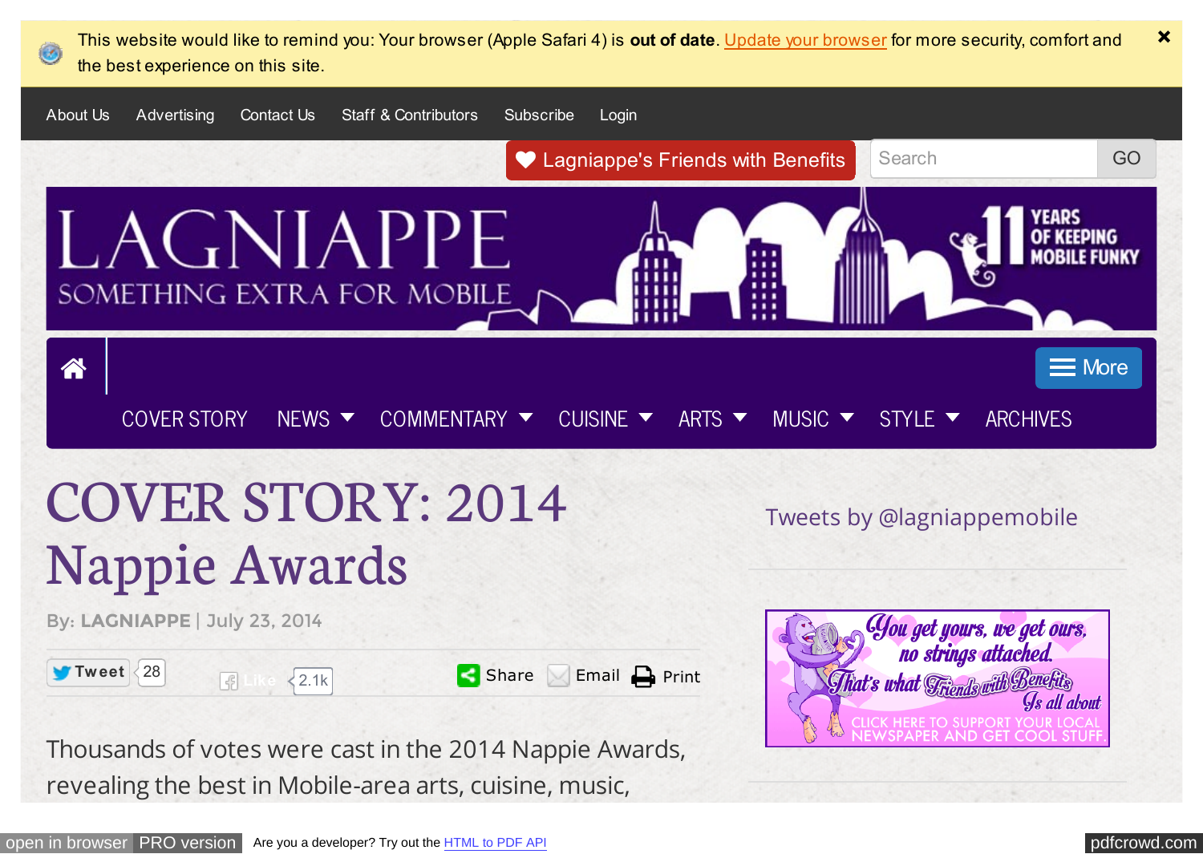This website would like to remind you: Your browser (Apple Safari 4) is **out of date**. Update your browser for more security, comfort and the best experience on this site.

About Us Advertising Contact Us Staff & Contributors Subscribe Login

Lagniappe's Friends with Benefits

Search GO

LAGNIAPPE
SOMETHING EXTRA FOR MOBILE
11 YEARS OF KEEPING MOBILE FUNKY

More

COVER STORY NEWS COMMENTARY CUISINE ARTS MUSIC STYLE ARCHIVES

# COVER STORY: 2014 Nappie Awards

By: LAGNIAPPE | July 23, 2014

Tweet 28 Like 2.1k Share Email Print

Thousands of votes were cast in the 2014 Nappie Awards, revealing the best in Mobile-area arts, cuisine, music,

Tweets by @lagniappemobile

You get yours, we get ours, no strings attached. That's what Friends with Benefits is all about. CLICK HERE TO SUPPORT YOUR LOCAL NEWSPAPER AND GET COOL STUFF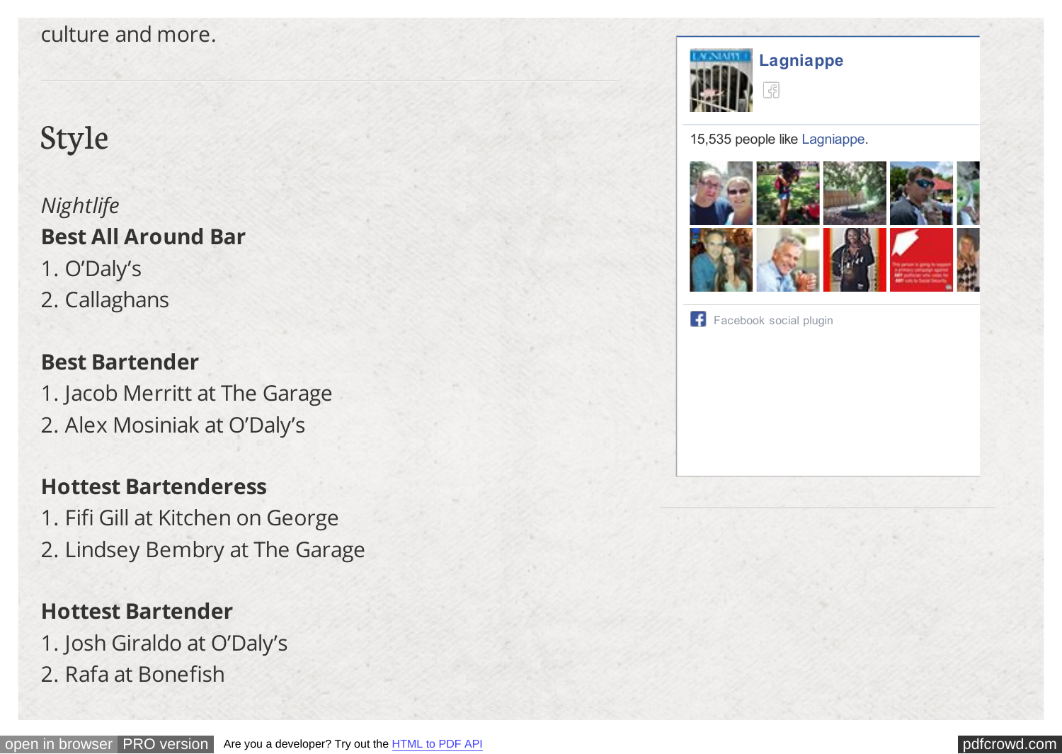culture and more.

## Style

*Nightlife*

**Best All Around Bar**

1. O'Daly's
2. Callaghans

**Best Bartender**

1. Jacob Merritt at The Garage
2. Alex Mosiniak at O'Daly's

**Hottest Bartenderess**

1. Fifi Gill at Kitchen on George
2. Lindsey Bembry at The Garage

**Hottest Bartender**

1. Josh Giraldo at O'Daly's
2. Rafa at Bonefish

Lagniappe

15,535 people like Lagniappe.

Facebook social plugin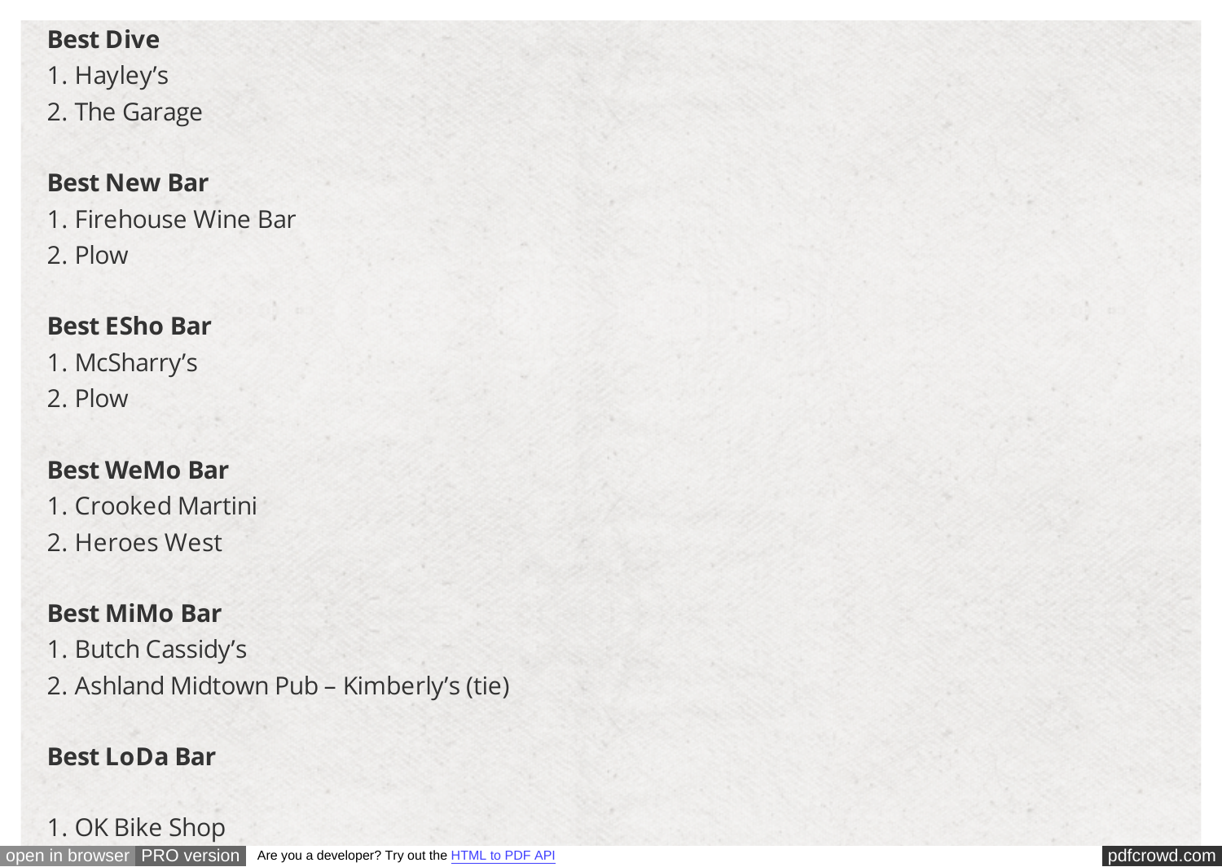**Best Dive**

1. Hayley's
2. The Garage

**Best New Bar**

1. Firehouse Wine Bar
2. Plow

**Best ESho Bar**

1. McSharry's
2. Plow

**Best WeMo Bar**

1. Crooked Martini
2. Heroes West

**Best MiMo Bar**

1. Butch Cassidy's
2. Ashland Midtown Pub – Kimberly's (tie)

**Best LoDa Bar**

1. OK Bike Shop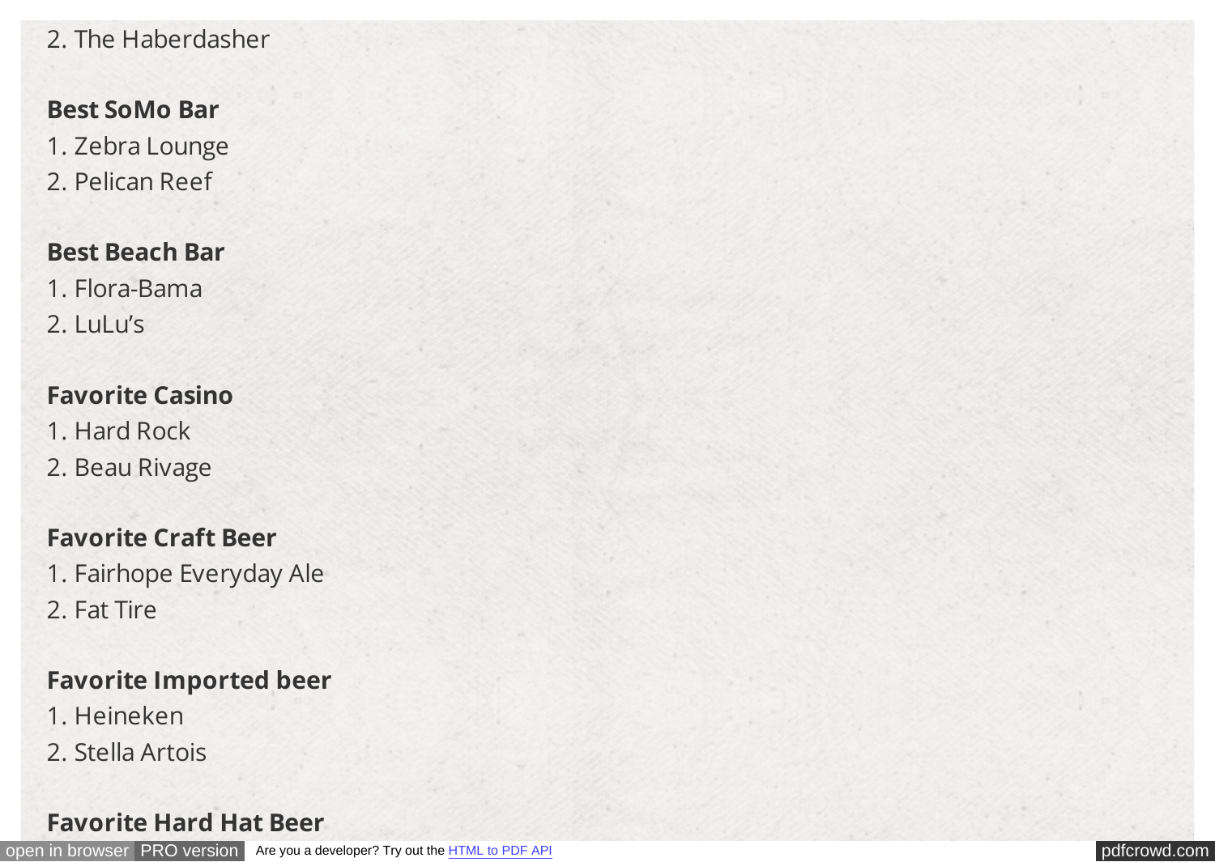2. The Haberdasher

**Best SoMo Bar**

1. Zebra Lounge
2. Pelican Reef

**Best Beach Bar**

1. Flora-Bama
2. LuLu's

**Favorite Casino**

1. Hard Rock
2. Beau Rivage

**Favorite Craft Beer**

1. Fairhope Everyday Ale
2. Fat Tire

**Favorite Imported beer**

1. Heineken
2. Stella Artois

**Favorite Hard Hat Beer**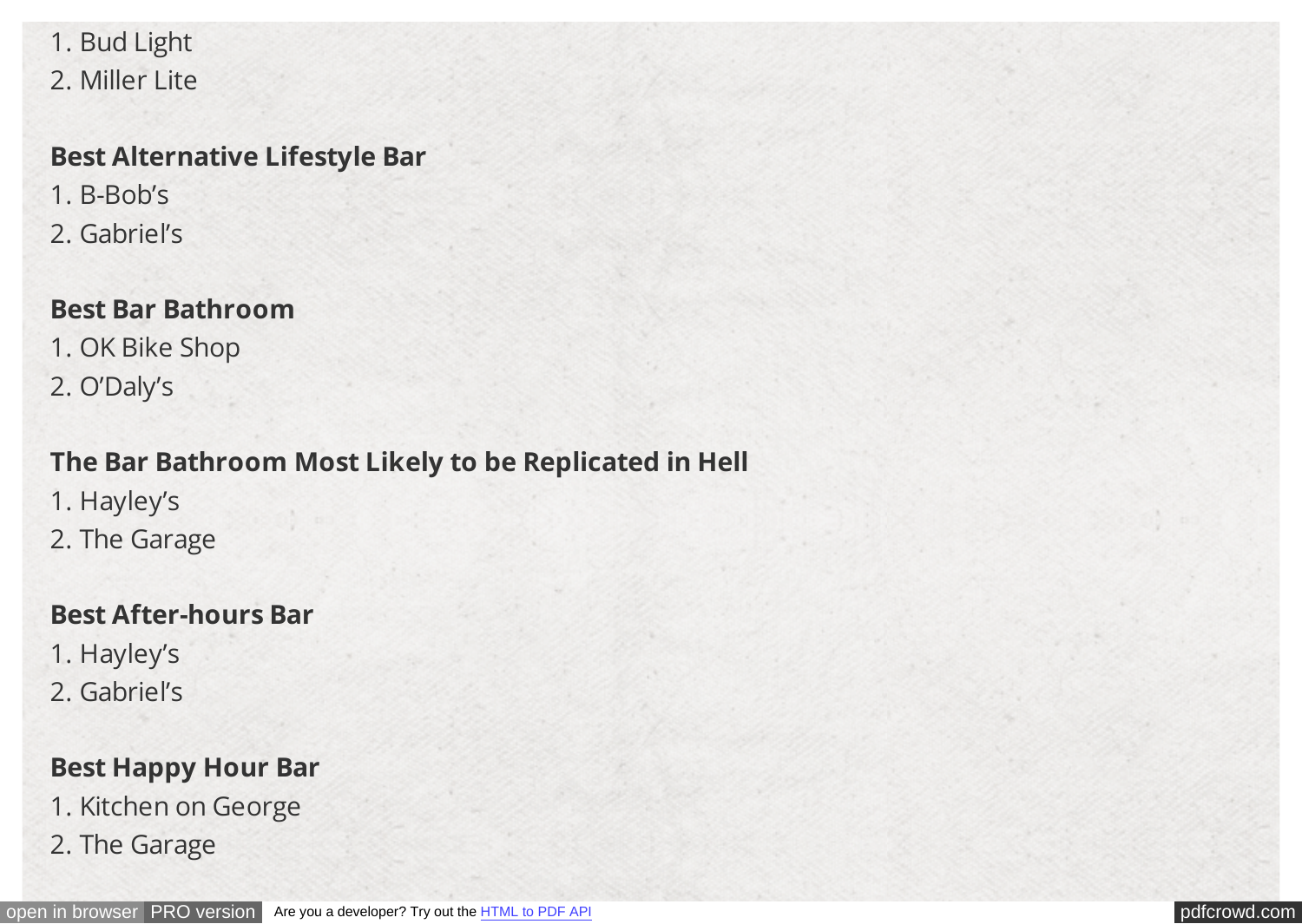1. Bud Light
2. Miller Lite

**Best Alternative Lifestyle Bar**

1. B-Bob's
2. Gabriel's

**Best Bar Bathroom**

1. OK Bike Shop
2. O'Daly's

**The Bar Bathroom Most Likely to be Replicated in Hell**

1. Hayley's
2. The Garage

**Best After-hours Bar**

1. Hayley's
2. Gabriel's

**Best Happy Hour Bar**

1. Kitchen on George
2. The Garage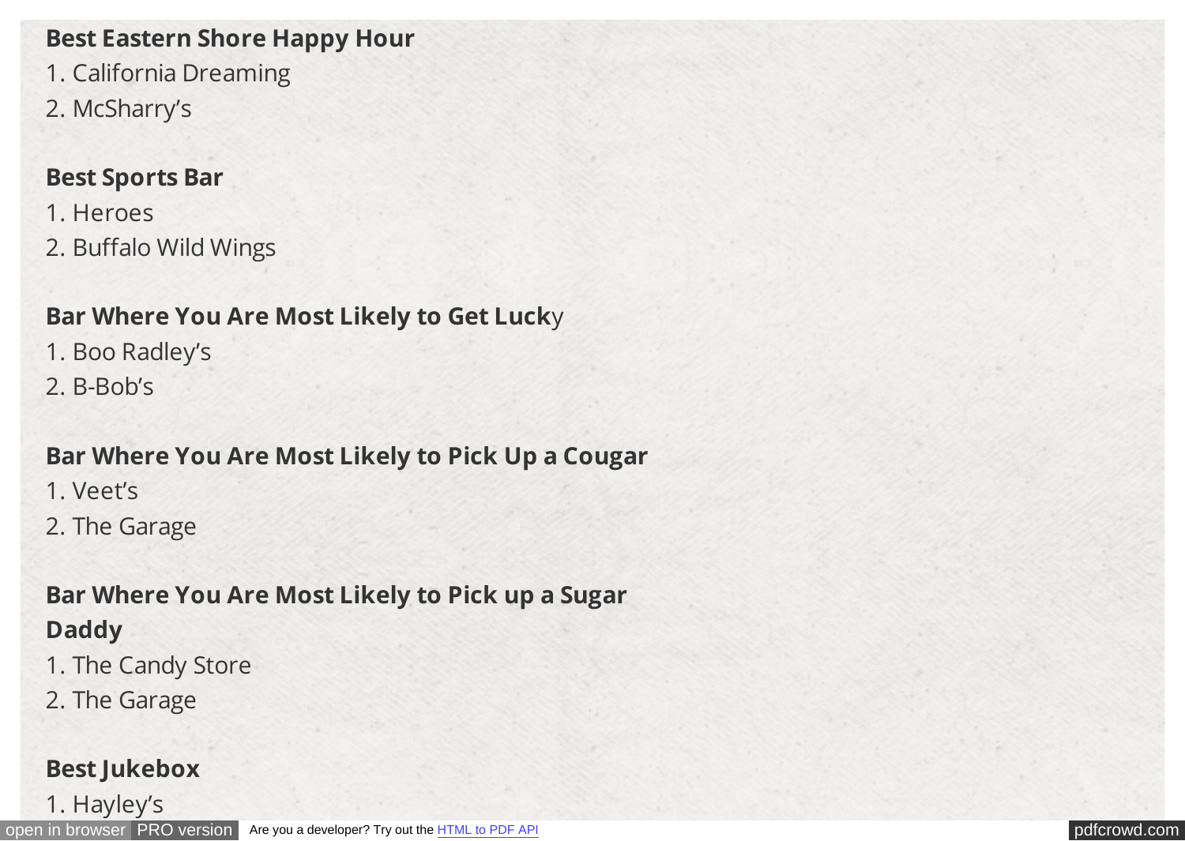**Best Eastern Shore Happy Hour**

1. California Dreaming
2. McSharry's

**Best Sports Bar**

1. Heroes
2. Buffalo Wild Wings

**Bar Where You Are Most Likely to Get Luck**y

1. Boo Radley's
2. B-Bob's

**Bar Where You Are Most Likely to Pick Up a Cougar**

1. Veet's
2. The Garage

**Bar Where You Are Most Likely to Pick up a Sugar Daddy**

1. The Candy Store
2. The Garage

**Best Jukebox**

1. Hayley's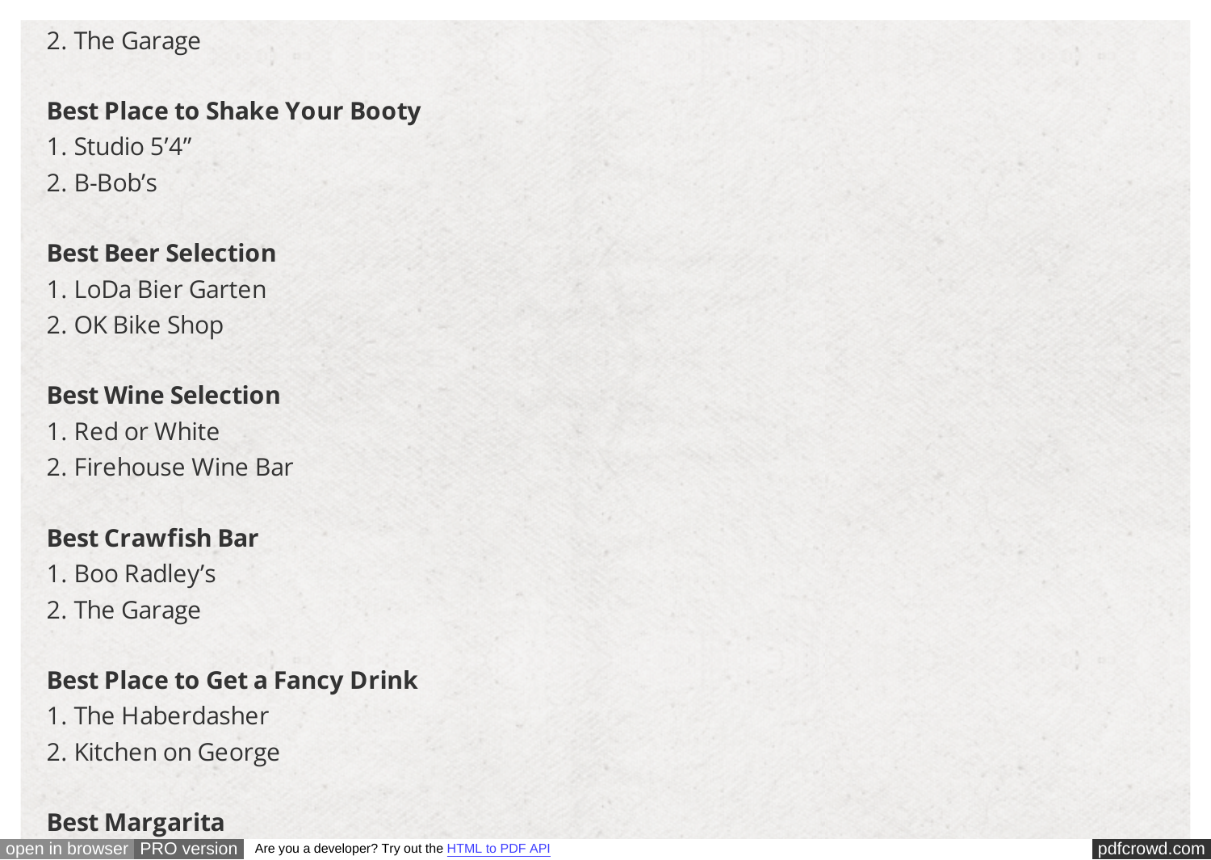2. The Garage

**Best Place to Shake Your Booty**

1. Studio 5'4"
2. B-Bob's

**Best Beer Selection**

1. LoDa Bier Garten
2. OK Bike Shop

**Best Wine Selection**

1. Red or White
2. Firehouse Wine Bar

**Best Crawfish Bar**

1. Boo Radley's
2. The Garage

**Best Place to Get a Fancy Drink**

1. The Haberdasher
2. Kitchen on George

**Best Margarita**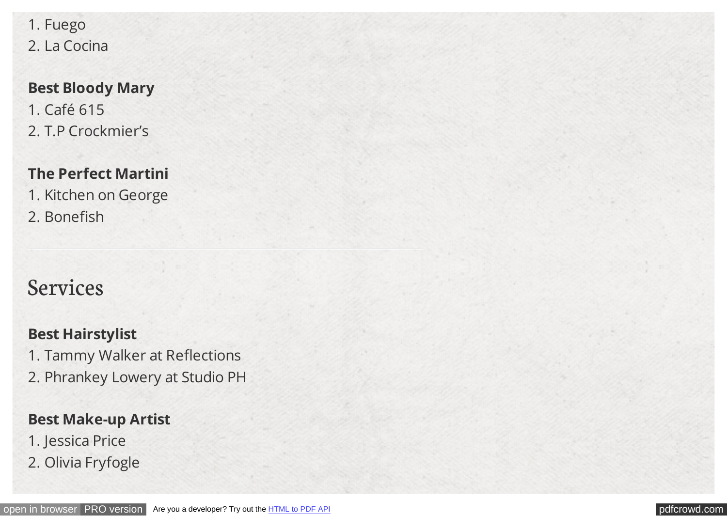1. Fuego
2. La Cocina

**Best Bloody Mary**
1. Café 615
2. T.P Crockmier's

**The Perfect Martini**
1. Kitchen on George
2. Bonefish

---

## Services

**Best Hairstylist**
1. Tammy Walker at Reflections
2. Phrankey Lowery at Studio PH

**Best Make-up Artist**
1. Jessica Price
2. Olivia Fryfogle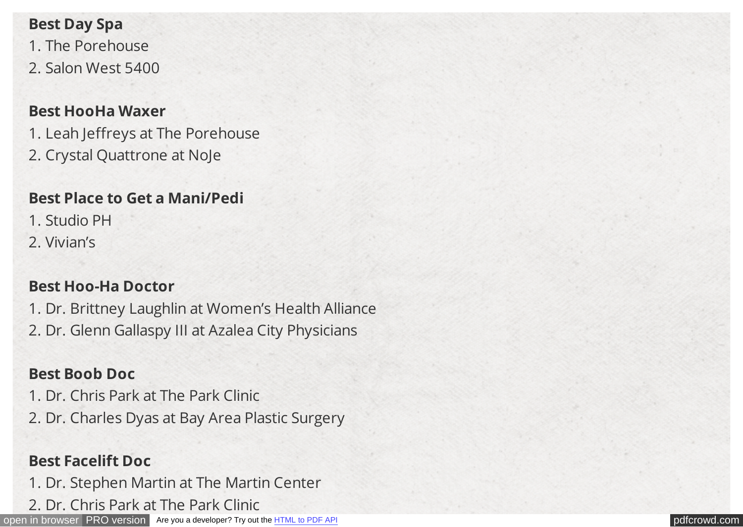**Best Day Spa**

1. The Porehouse
2. Salon West 5400

**Best HooHa Waxer**

1. Leah Jeffreys at The Porehouse
2. Crystal Quattrone at NoJe

**Best Place to Get a Mani/Pedi**

1. Studio PH
2. Vivian's

**Best Hoo-Ha Doctor**

1. Dr. Brittney Laughlin at Women's Health Alliance
2. Dr. Glenn Gallaspy III at Azalea City Physicians

**Best Boob Doc**

1. Dr. Chris Park at The Park Clinic
2. Dr. Charles Dyas at Bay Area Plastic Surgery

**Best Facelift Doc**

1. Dr. Stephen Martin at The Martin Center
2. Dr. Chris Park at The Park Clinic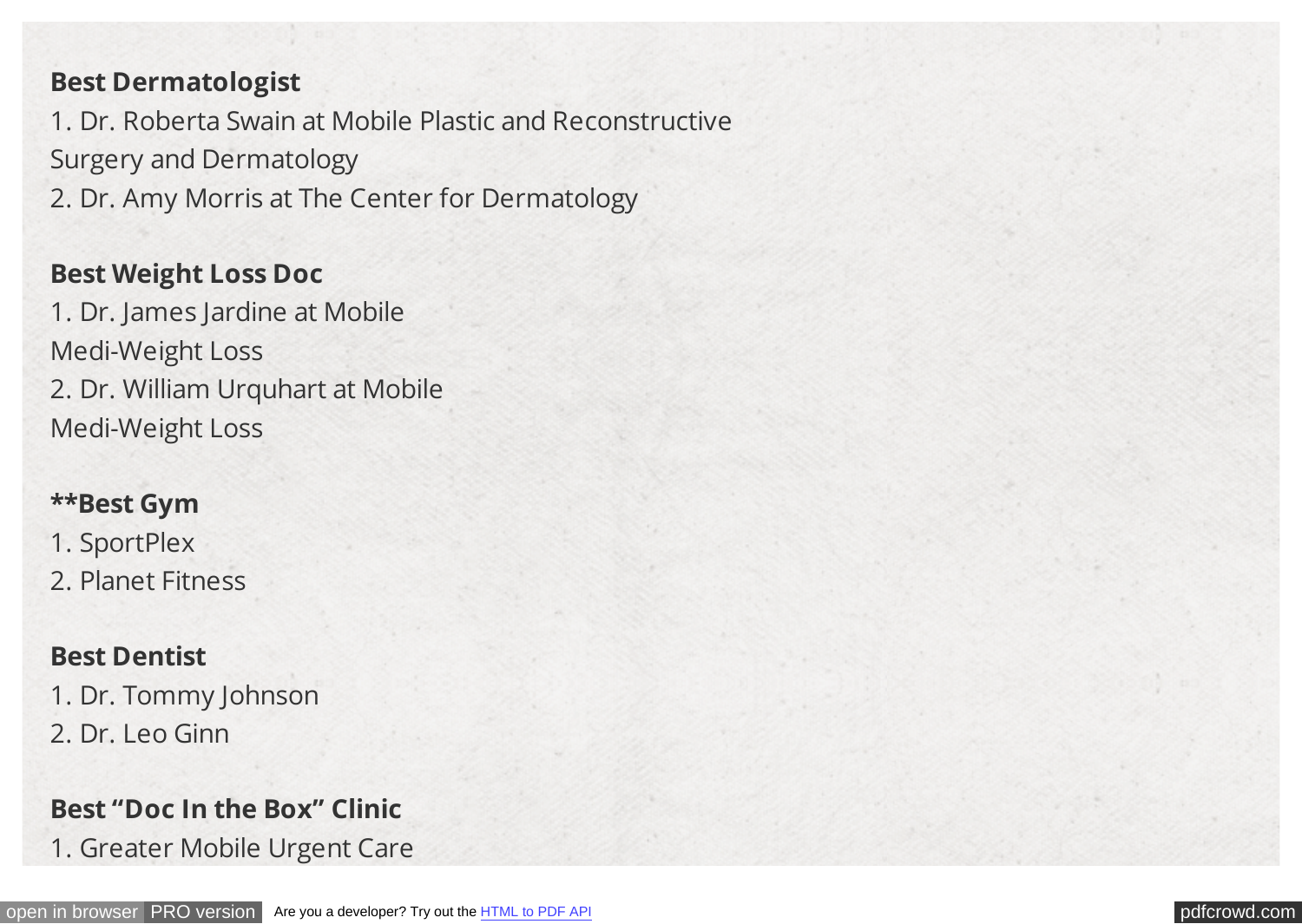**Best Dermatologist**

1. Dr. Roberta Swain at Mobile Plastic and Reconstructive Surgery and Dermatology
2. Dr. Amy Morris at The Center for Dermatology

**Best Weight Loss Doc**

1. Dr. James Jardine at Mobile Medi-Weight Loss
2. Dr. William Urquhart at Mobile Medi-Weight Loss

****Best Gym**

1. SportPlex
2. Planet Fitness

**Best Dentist**

1. Dr. Tommy Johnson
2. Dr. Leo Ginn

**Best "Doc In the Box" Clinic**

1. Greater Mobile Urgent Care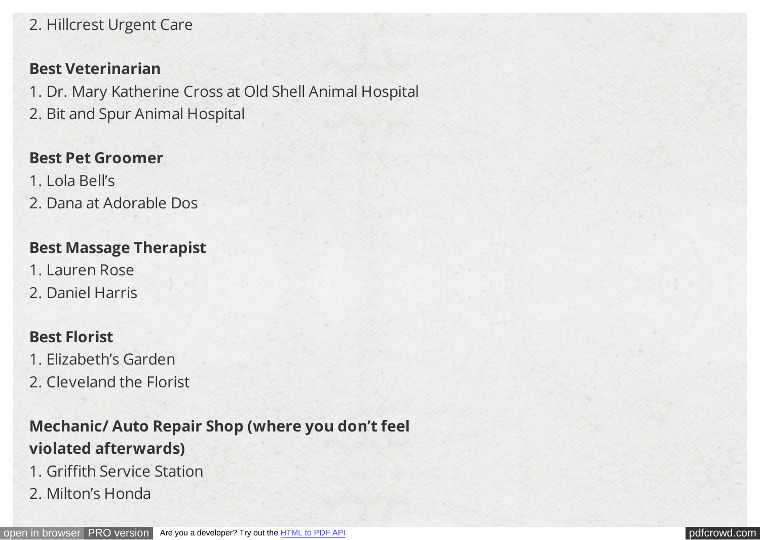2. Hillcrest Urgent Care

**Best Veterinarian**

1. Dr. Mary Katherine Cross at Old Shell Animal Hospital
2. Bit and Spur Animal Hospital

**Best Pet Groomer**

1. Lola Bell's
2. Dana at Adorable Dos

**Best Massage Therapist**

1. Lauren Rose
2. Daniel Harris

**Best Florist**

1. Elizabeth's Garden
2. Cleveland the Florist

**Mechanic/ Auto Repair Shop (where you don't feel violated afterwards)**

1. Griffith Service Station
2. Milton's Honda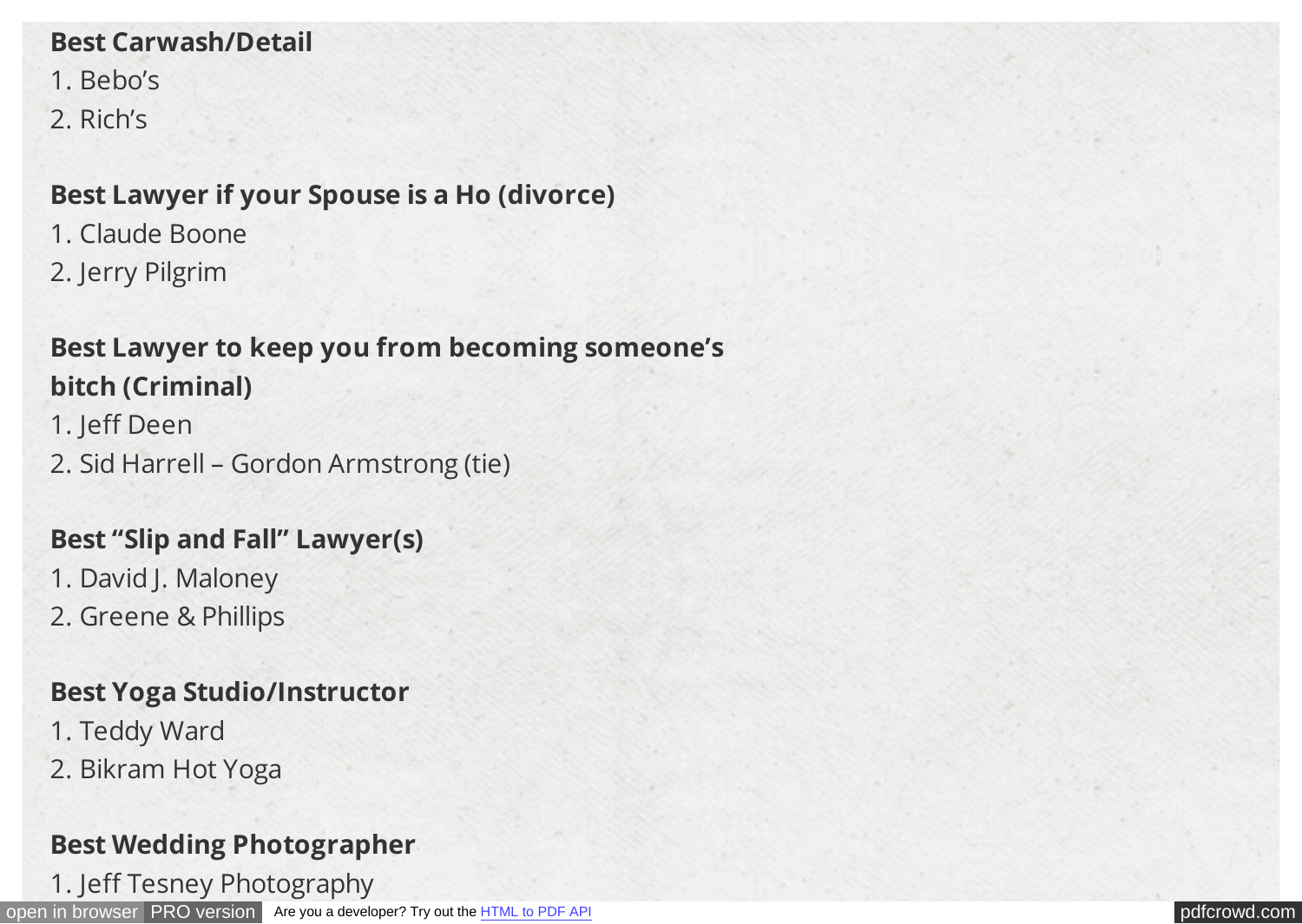**Best Carwash/Detail**

1. Bebo's
2. Rich's

**Best Lawyer if your Spouse is a Ho (divorce)**

1. Claude Boone
2. Jerry Pilgrim

**Best Lawyer to keep you from becoming someone's bitch (Criminal)**

1. Jeff Deen
2. Sid Harrell – Gordon Armstrong (tie)

**Best "Slip and Fall" Lawyer(s)**

1. David J. Maloney
2. Greene & Phillips

**Best Yoga Studio/Instructor**

1. Teddy Ward
2. Bikram Hot Yoga

**Best Wedding Photographer**

1. Jeff Tesney Photography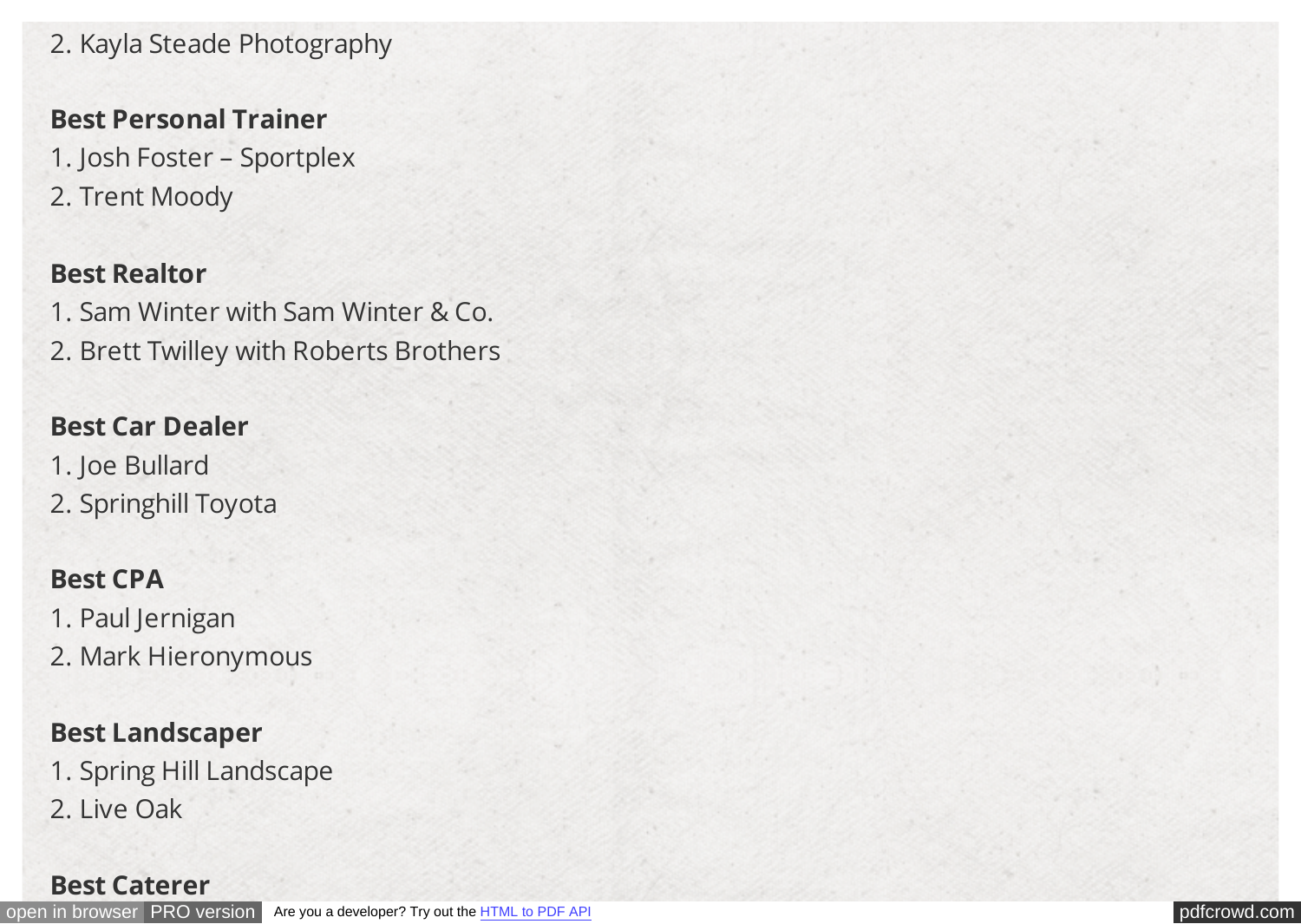2. Kayla Steade Photography

**Best Personal Trainer**

1. Josh Foster – Sportplex
2. Trent Moody

**Best Realtor**

1. Sam Winter with Sam Winter & Co.
2. Brett Twilley with Roberts Brothers

**Best Car Dealer**

1. Joe Bullard
2. Springhill Toyota

**Best CPA**

1. Paul Jernigan
2. Mark Hieronymous

**Best Landscaper**

1. Spring Hill Landscape
2. Live Oak

**Best Caterer**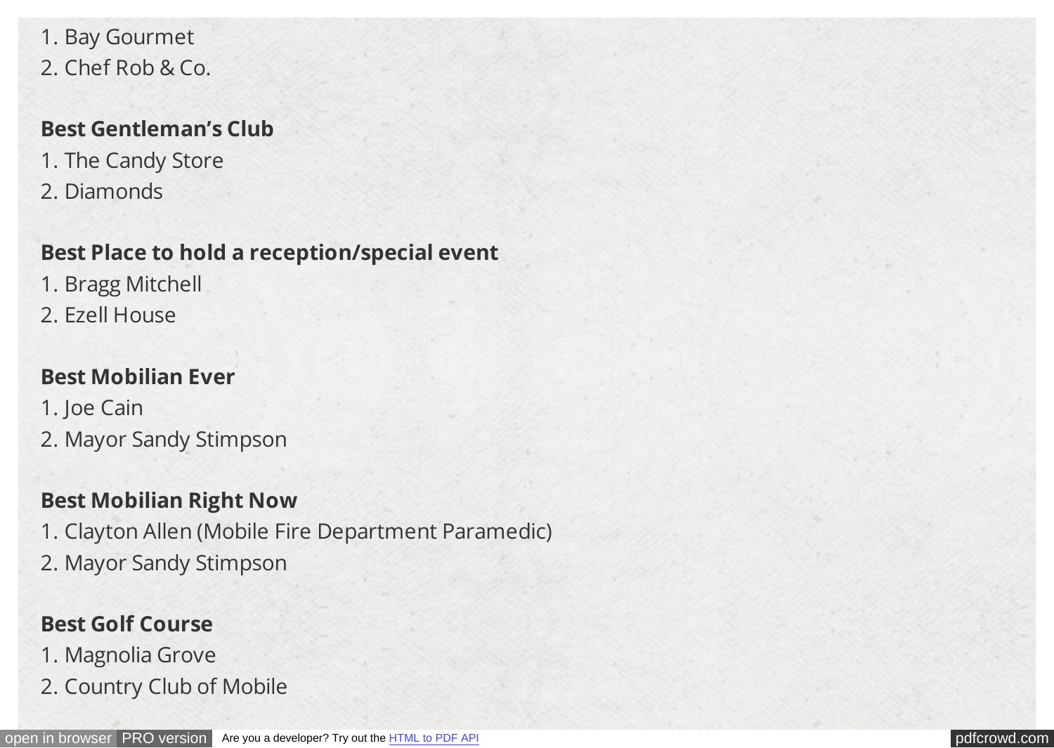1. Bay Gourmet
2. Chef Rob & Co.

**Best Gentleman's Club**

1. The Candy Store
2. Diamonds

**Best Place to hold a reception/special event**

1. Bragg Mitchell
2. Ezell House

**Best Mobilian Ever**

1. Joe Cain
2. Mayor Sandy Stimpson

**Best Mobilian Right Now**

1. Clayton Allen (Mobile Fire Department Paramedic)
2. Mayor Sandy Stimpson

**Best Golf Course**

1. Magnolia Grove
2. Country Club of Mobile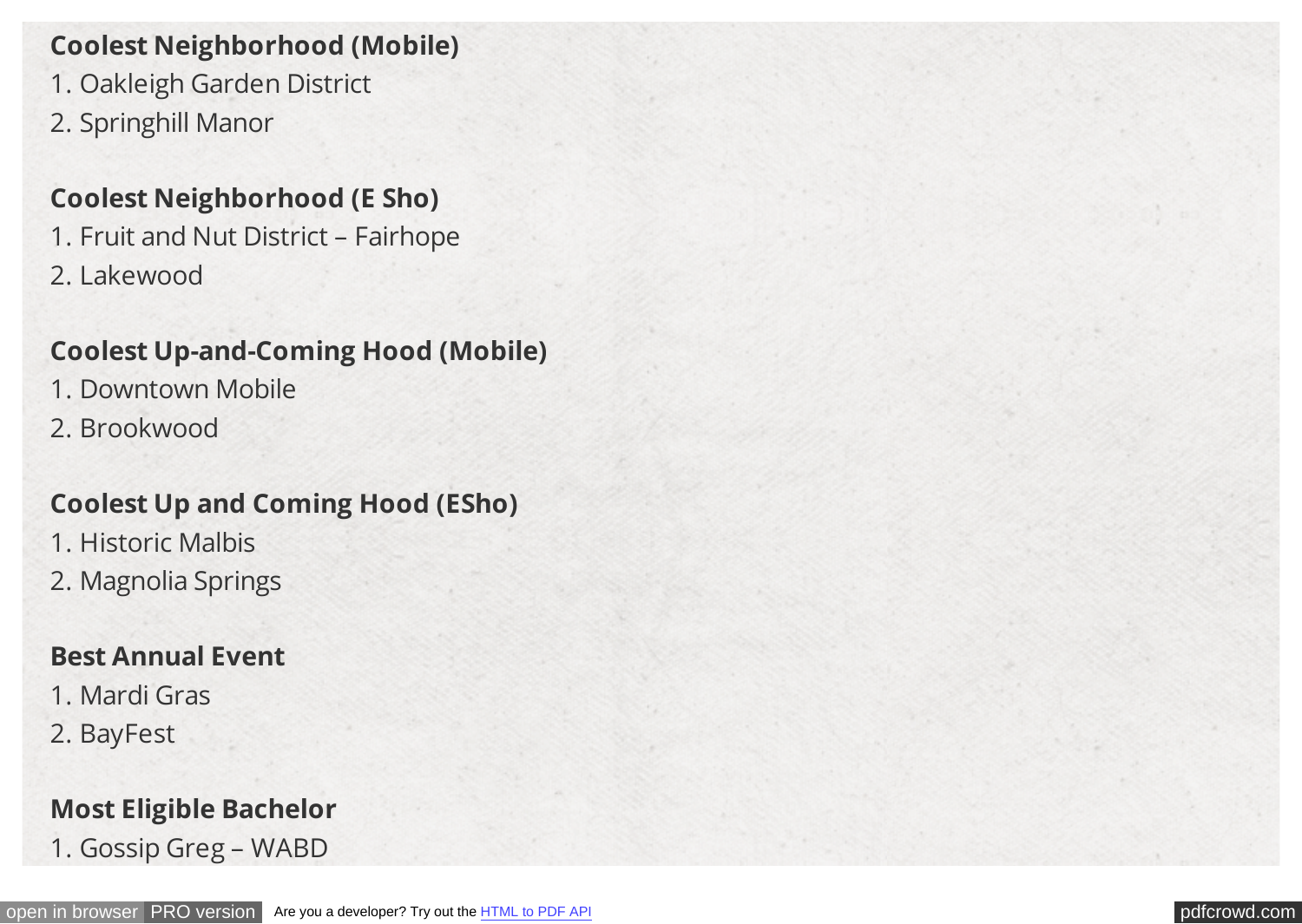**Coolest Neighborhood (Mobile)**

1. Oakleigh Garden District
2. Springhill Manor

**Coolest Neighborhood (E Sho)**

1. Fruit and Nut District – Fairhope
2. Lakewood

**Coolest Up-and-Coming Hood (Mobile)**

1. Downtown Mobile
2. Brookwood

**Coolest Up and Coming Hood (ESho)**

1. Historic Malbis
2. Magnolia Springs

**Best Annual Event**

1. Mardi Gras
2. BayFest

**Most Eligible Bachelor**

1. Gossip Greg – WABD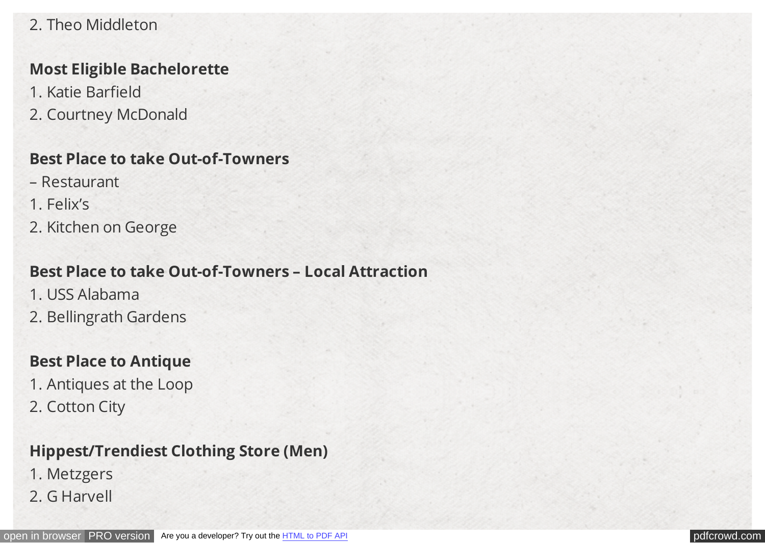2. Theo Middleton

**Most Eligible Bachelorette**

1. Katie Barfield
2. Courtney McDonald

**Best Place to take Out-of-Towners**

– Restaurant

1. Felix's
2. Kitchen on George

**Best Place to take Out-of-Towners – Local Attraction**

1. USS Alabama
2. Bellingrath Gardens

**Best Place to Antique**

1. Antiques at the Loop
2. Cotton City

**Hippest/Trendiest Clothing Store (Men)**

1. Metzgers
2. G Harvell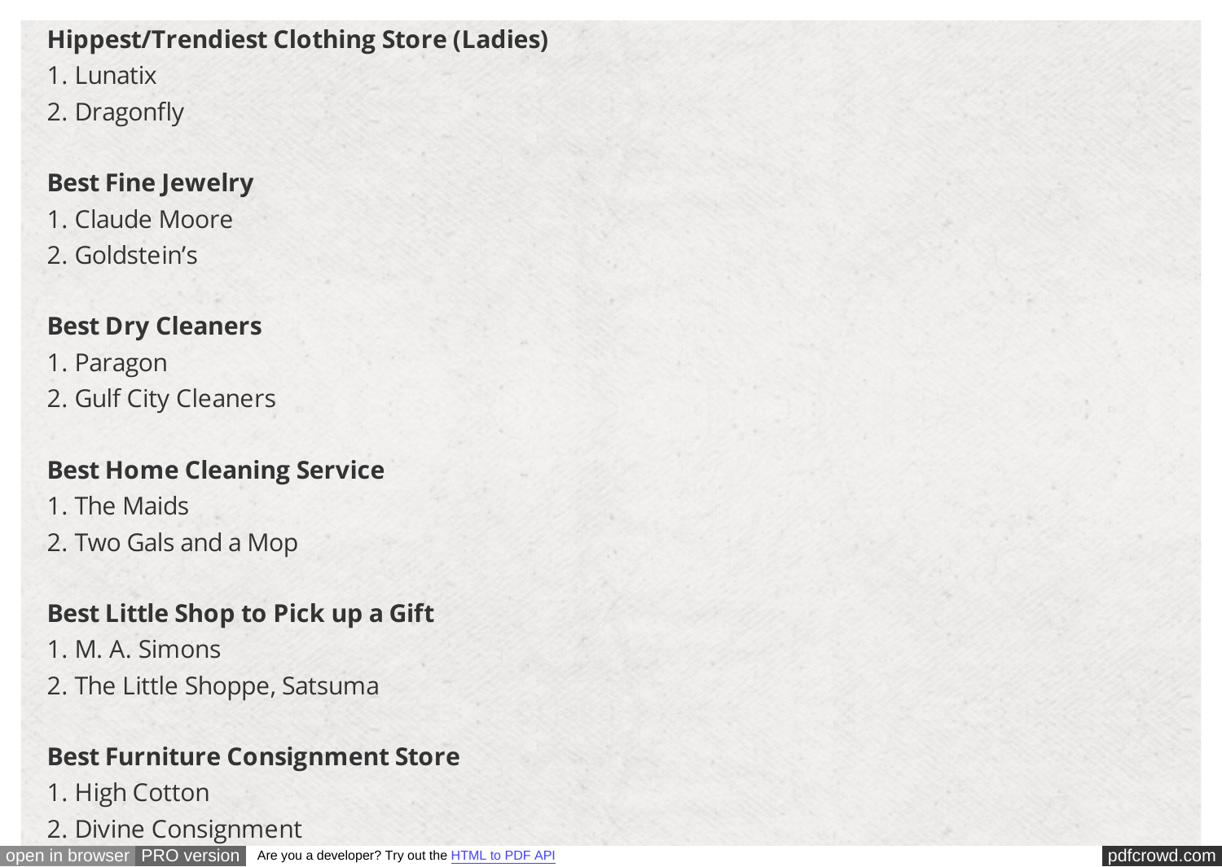**Hippest/Trendiest Clothing Store (Ladies)**

1. Lunatix
2. Dragonfly

**Best Fine Jewelry**

1. Claude Moore
2. Goldstein's

**Best Dry Cleaners**

1. Paragon
2. Gulf City Cleaners

**Best Home Cleaning Service**

1. The Maids
2. Two Gals and a Mop

**Best Little Shop to Pick up a Gift**

1. M. A. Simons
2. The Little Shoppe, Satsuma

**Best Furniture Consignment Store**

1. High Cotton
2. Divine Consignment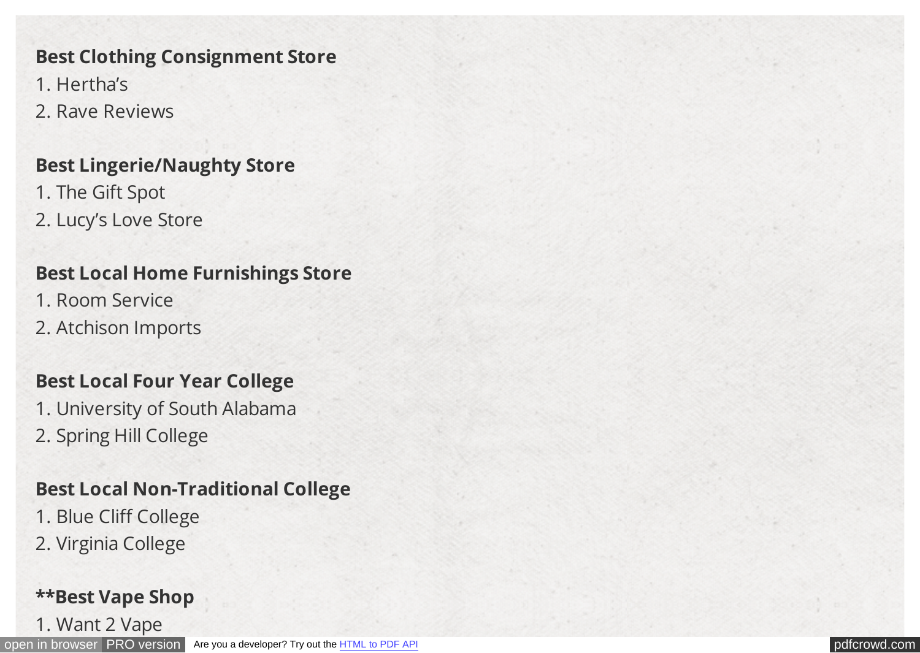**Best Clothing Consignment Store**

1. Hertha's
2. Rave Reviews

**Best Lingerie/Naughty Store**

1. The Gift Spot
2. Lucy's Love Store

**Best Local Home Furnishings Store**

1. Room Service
2. Atchison Imports

**Best Local Four Year College**

1. University of South Alabama
2. Spring Hill College

**Best Local Non-Traditional College**

1. Blue Cliff College
2. Virginia College

****Best Vape Shop**

1. Want 2 Vape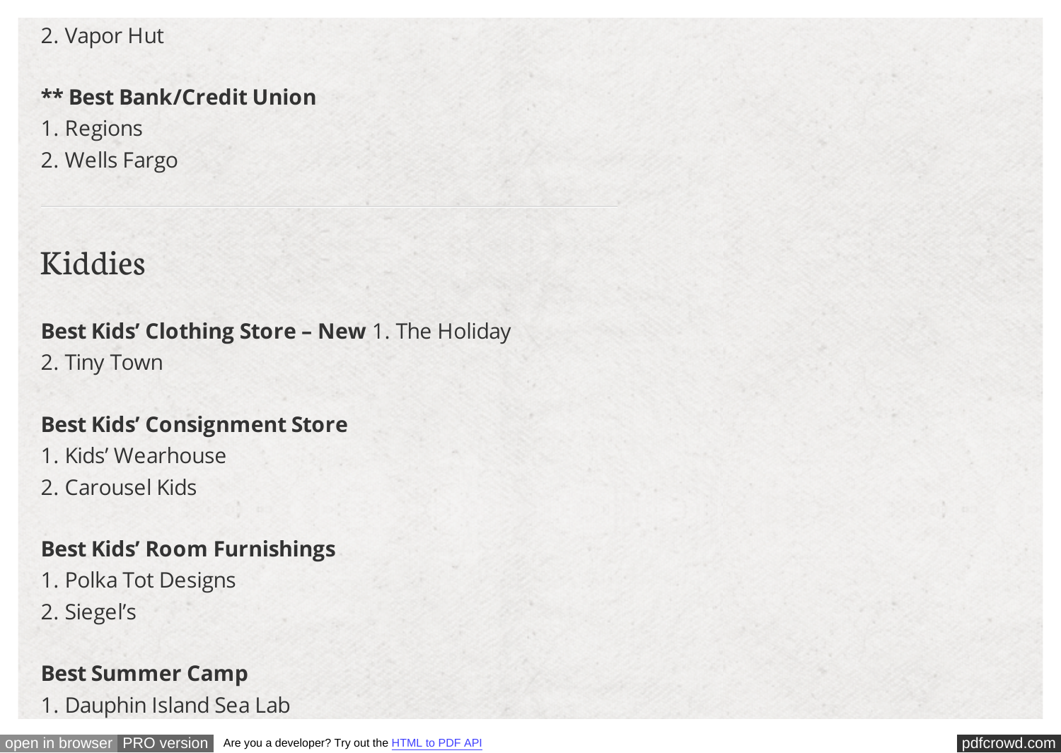2. Vapor Hut

**** Best Bank/Credit Union**
1. Regions
2. Wells Fargo

---

## Kiddies

**Best Kids' Clothing Store – New** 1. The Holiday
2. Tiny Town

**Best Kids' Consignment Store**
1. Kids' Wearhouse
2. Carousel Kids

**Best Kids' Room Furnishings**
1. Polka Tot Designs
2. Siegel's

**Best Summer Camp**
1. Dauphin Island Sea Lab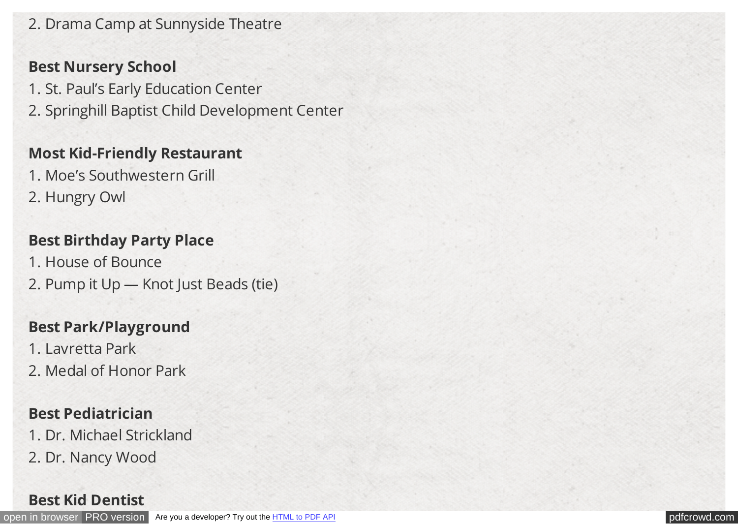2. Drama Camp at Sunnyside Theatre

**Best Nursery School**

1. St. Paul's Early Education Center
2. Springhill Baptist Child Development Center

**Most Kid-Friendly Restaurant**

1. Moe's Southwestern Grill
2. Hungry Owl

**Best Birthday Party Place**

1. House of Bounce
2. Pump it Up — Knot Just Beads (tie)

**Best Park/Playground**

1. Lavretta Park
2. Medal of Honor Park

**Best Pediatrician**

1. Dr. Michael Strickland
2. Dr. Nancy Wood

**Best Kid Dentist**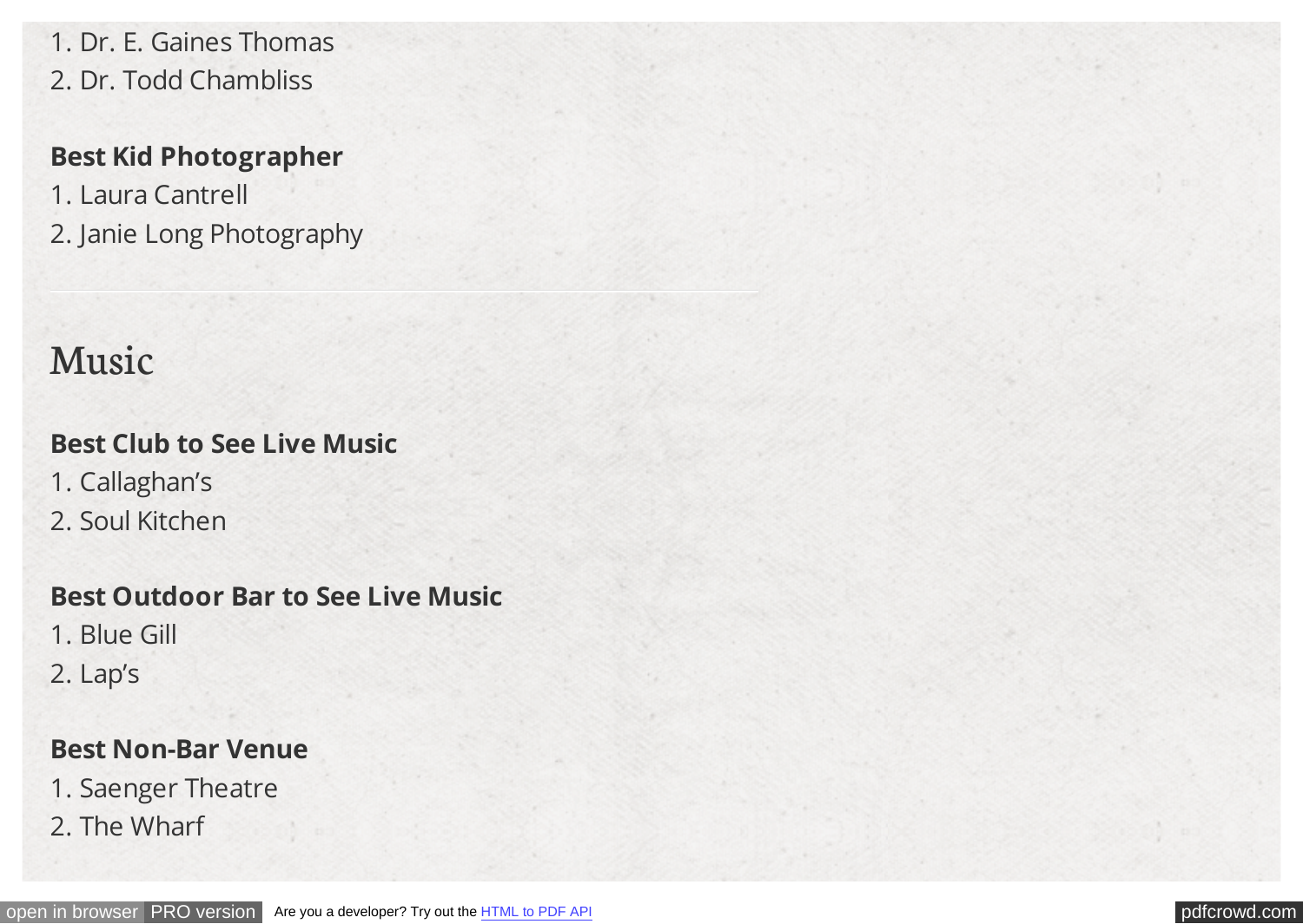1. Dr. E. Gaines Thomas
2. Dr. Todd Chambliss

**Best Kid Photographer**
1. Laura Cantrell
2. Janie Long Photography

---

## Music

**Best Club to See Live Music**
1. Callaghan's
2. Soul Kitchen

**Best Outdoor Bar to See Live Music**
1. Blue Gill
2. Lap's

**Best Non-Bar Venue**
1. Saenger Theatre
2. The Wharf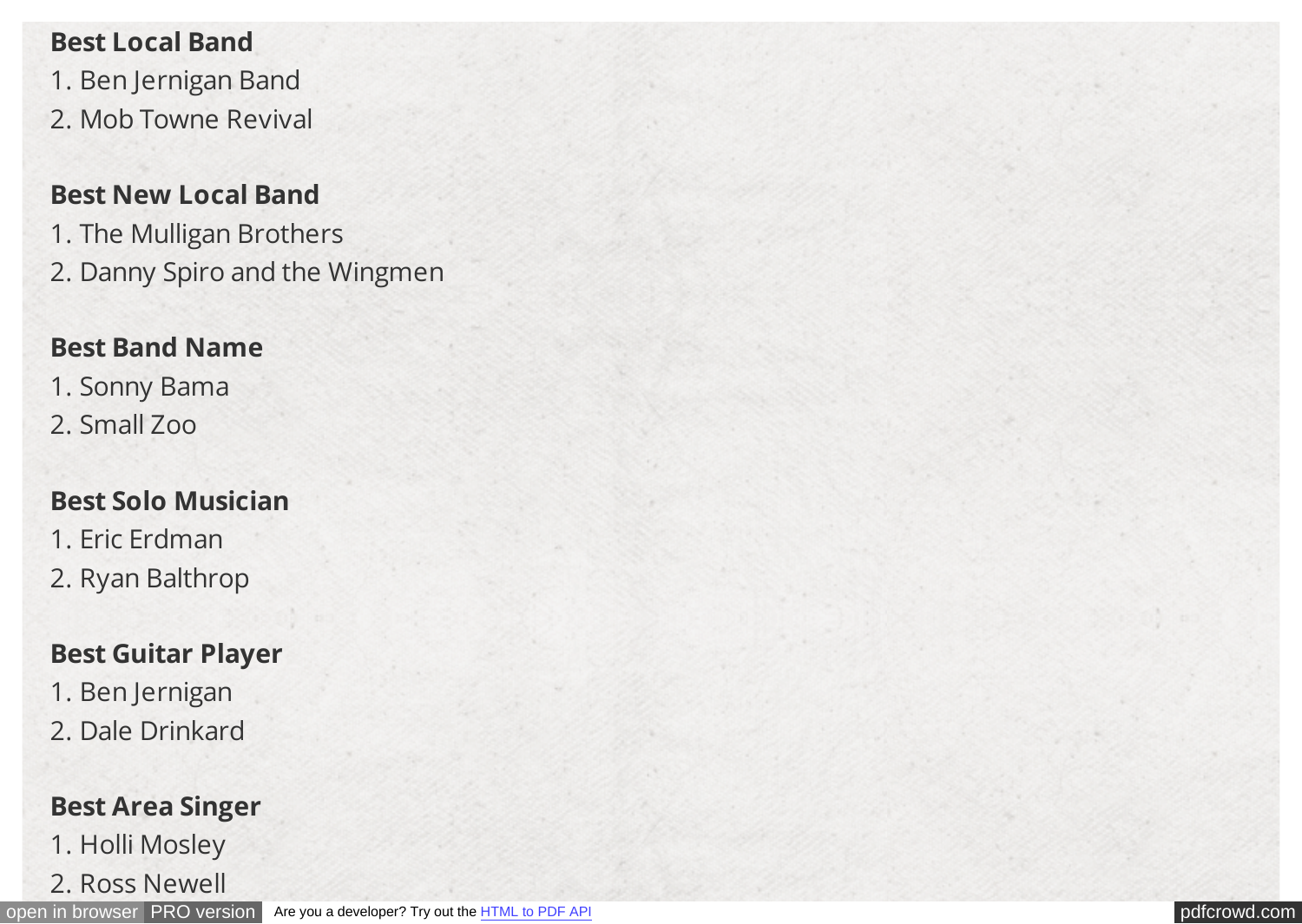**Best Local Band**

1. Ben Jernigan Band
2. Mob Towne Revival

**Best New Local Band**

1. The Mulligan Brothers
2. Danny Spiro and the Wingmen

**Best Band Name**

1. Sonny Bama
2. Small Zoo

**Best Solo Musician**

1. Eric Erdman
2. Ryan Balthrop

**Best Guitar Player**

1. Ben Jernigan
2. Dale Drinkard

**Best Area Singer**

1. Holli Mosley
2. Ross Newell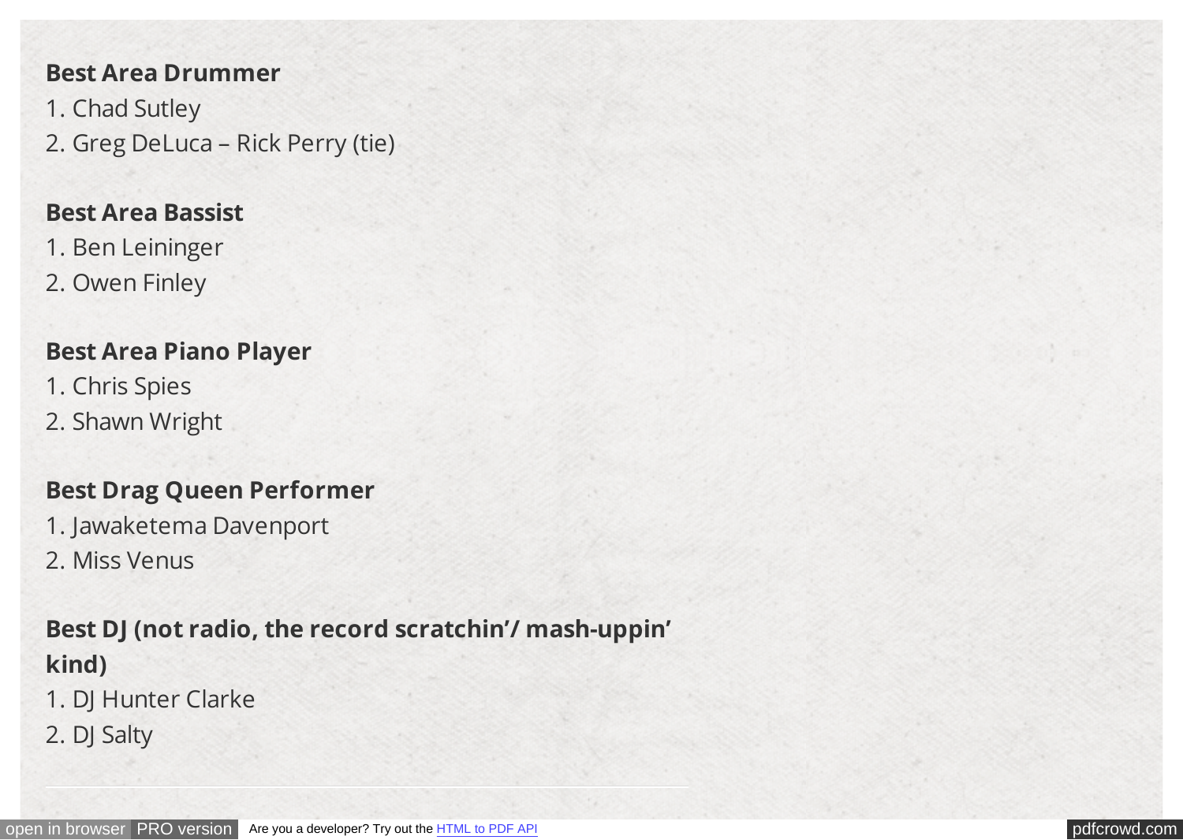**Best Area Drummer**

1. Chad Sutley
2. Greg DeLuca – Rick Perry (tie)

**Best Area Bassist**

1. Ben Leininger
2. Owen Finley

**Best Area Piano Player**

1. Chris Spies
2. Shawn Wright

**Best Drag Queen Performer**

1. Jawaketema Davenport
2. Miss Venus

**Best DJ (not radio, the record scratchin'/ mash-uppin' kind)**

1. DJ Hunter Clarke
2. DJ Salty

---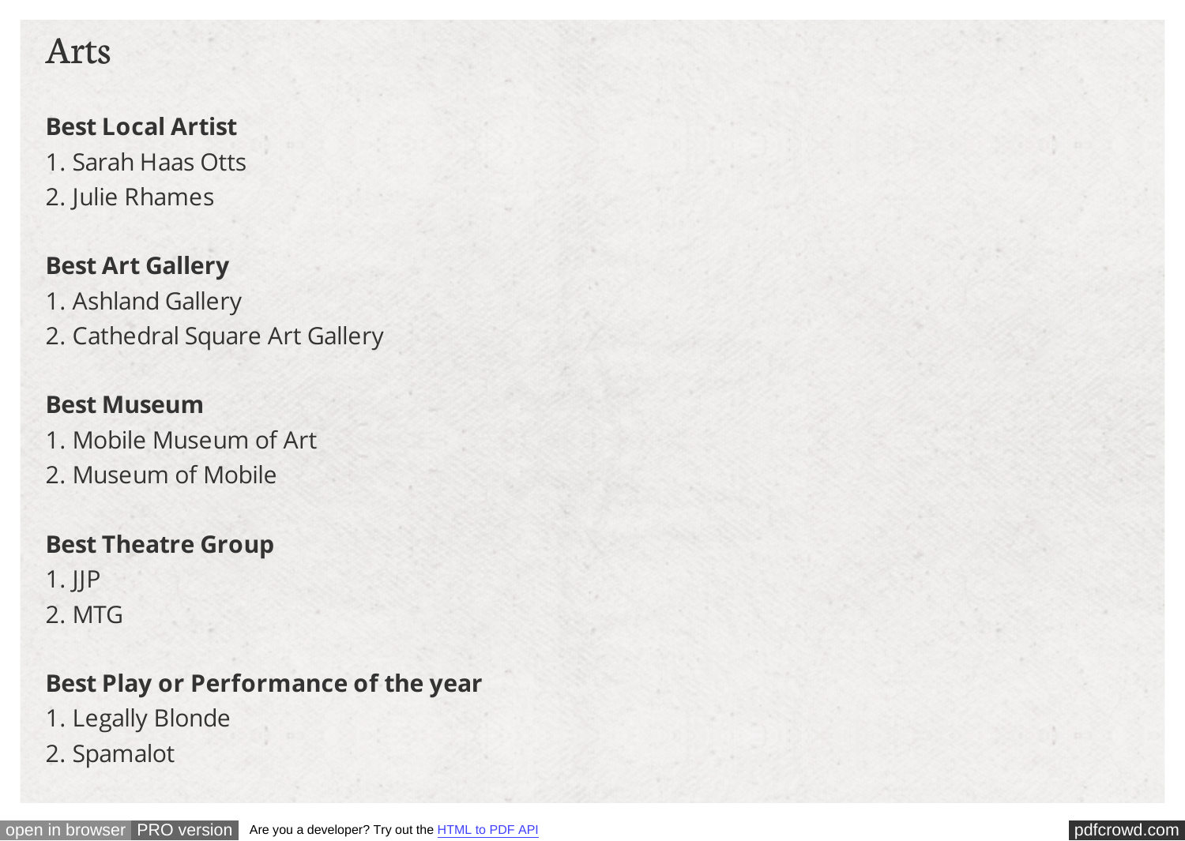# Arts

**Best Local Artist**
1. Sarah Haas Otts
2. Julie Rhames

**Best Art Gallery**
1. Ashland Gallery
2. Cathedral Square Art Gallery

**Best Museum**
1. Mobile Museum of Art
2. Museum of Mobile

**Best Theatre Group**
1. JJP
2. MTG

**Best Play or Performance of the year**
1. Legally Blonde
2. Spamalot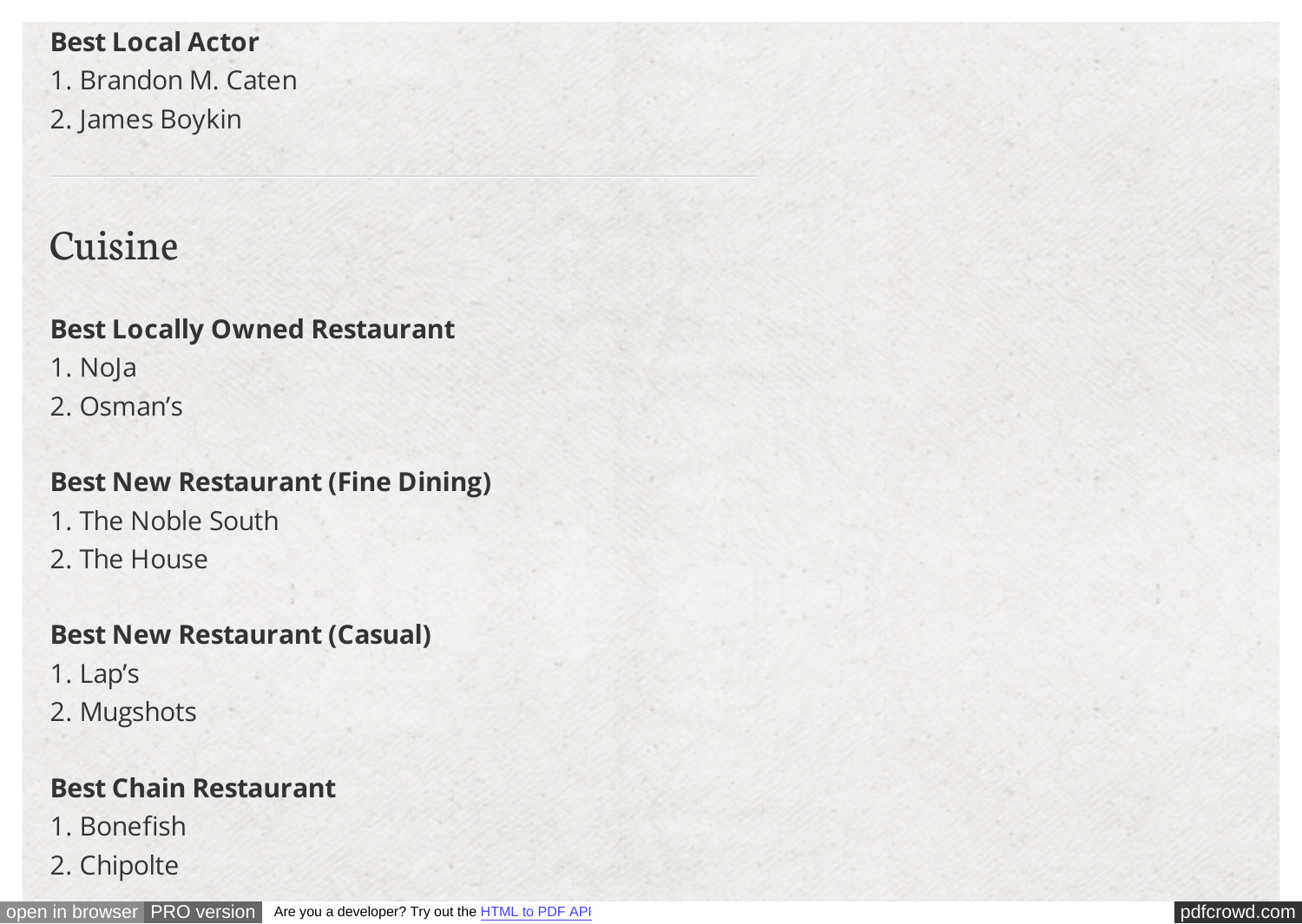**Best Local Actor**
1. Brandon M. Caten
2. James Boykin

---

## Cuisine

**Best Locally Owned Restaurant**
1. NoJa
2. Osman's

**Best New Restaurant (Fine Dining)**
1. The Noble South
2. The House

**Best New Restaurant (Casual)**
1. Lap's
2. Mugshots

**Best Chain Restaurant**
1. Bonefish
2. Chipolte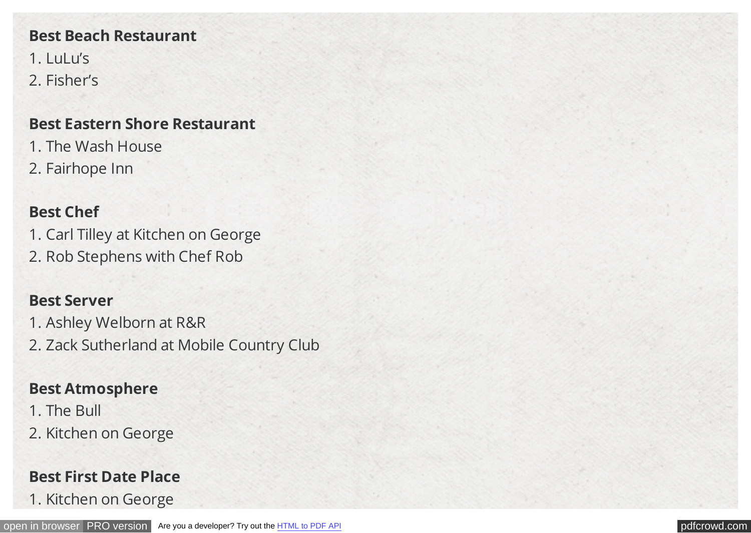**Best Beach Restaurant**

1. LuLu's
2. Fisher's

**Best Eastern Shore Restaurant**

1. The Wash House
2. Fairhope Inn

**Best Chef**

1. Carl Tilley at Kitchen on George
2. Rob Stephens with Chef Rob

**Best Server**

1. Ashley Welborn at R&R
2. Zack Sutherland at Mobile Country Club

**Best Atmosphere**

1. The Bull
2. Kitchen on George

**Best First Date Place**

1. Kitchen on George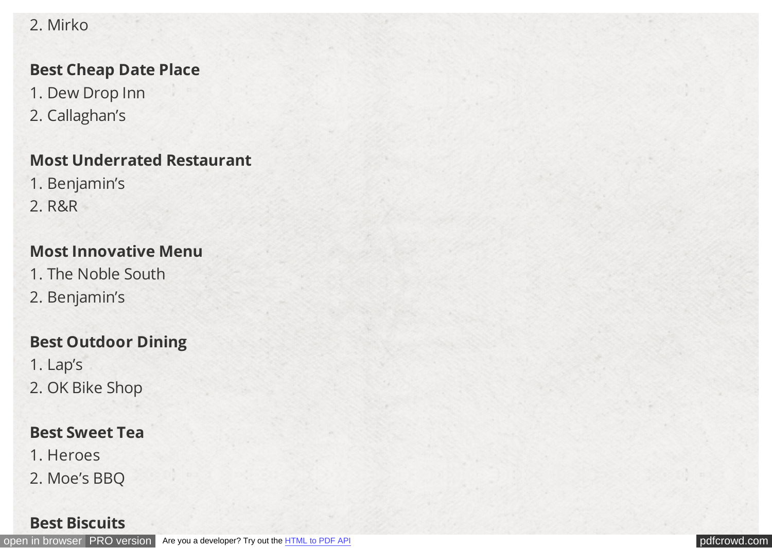2. Mirko

**Best Cheap Date Place**

1. Dew Drop Inn
2. Callaghan's

**Most Underrated Restaurant**

1. Benjamin's
2. R&R

**Most Innovative Menu**

1. The Noble South
2. Benjamin's

**Best Outdoor Dining**

1. Lap's
2. OK Bike Shop

**Best Sweet Tea**

1. Heroes
2. Moe's BBQ

**Best Biscuits**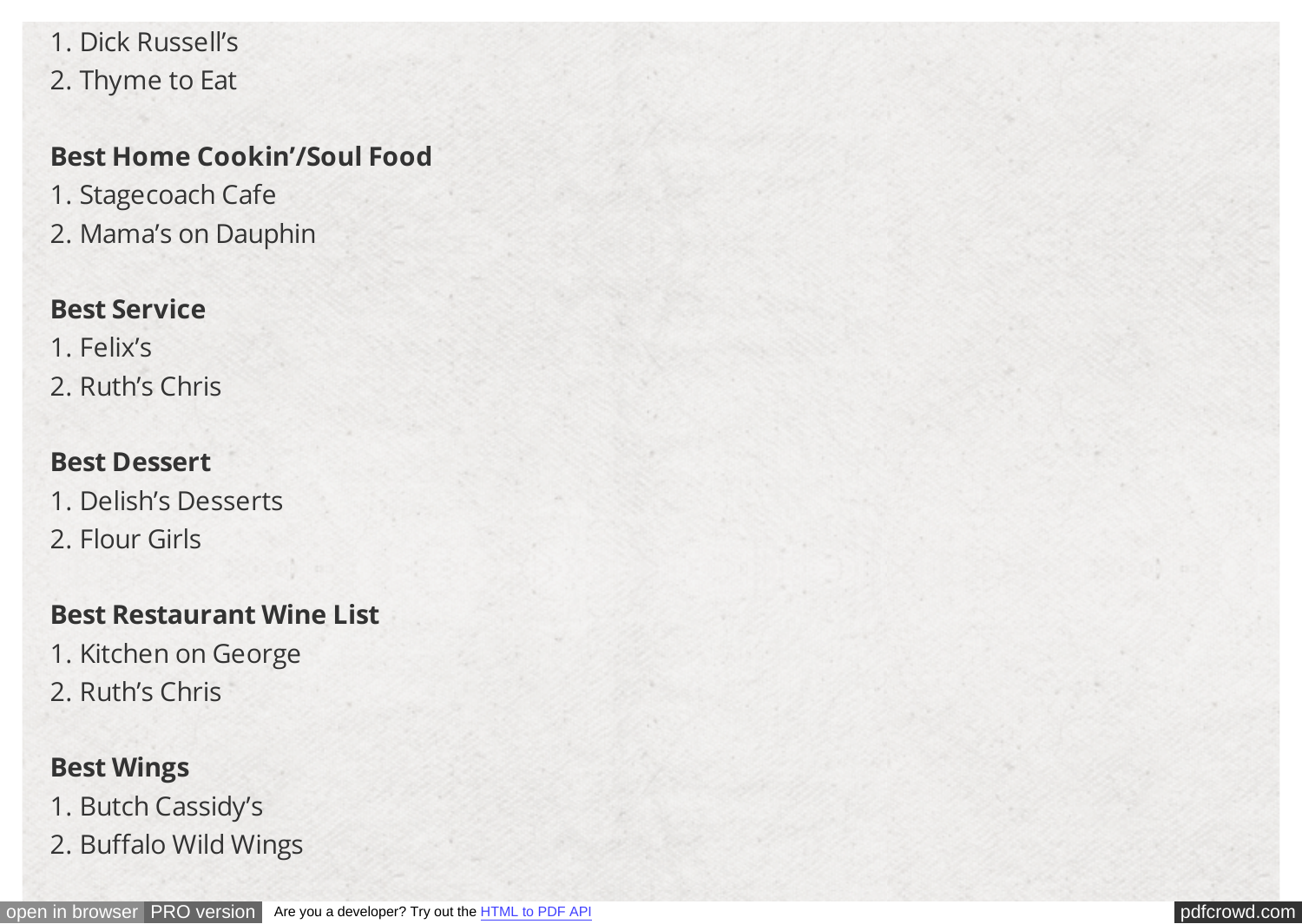1. Dick Russell's
2. Thyme to Eat

**Best Home Cookin'/Soul Food**

1. Stagecoach Cafe
2. Mama's on Dauphin

**Best Service**

1. Felix's
2. Ruth's Chris

**Best Dessert**

1. Delish's Desserts
2. Flour Girls

**Best Restaurant Wine List**

1. Kitchen on George
2. Ruth's Chris

**Best Wings**

1. Butch Cassidy's
2. Buffalo Wild Wings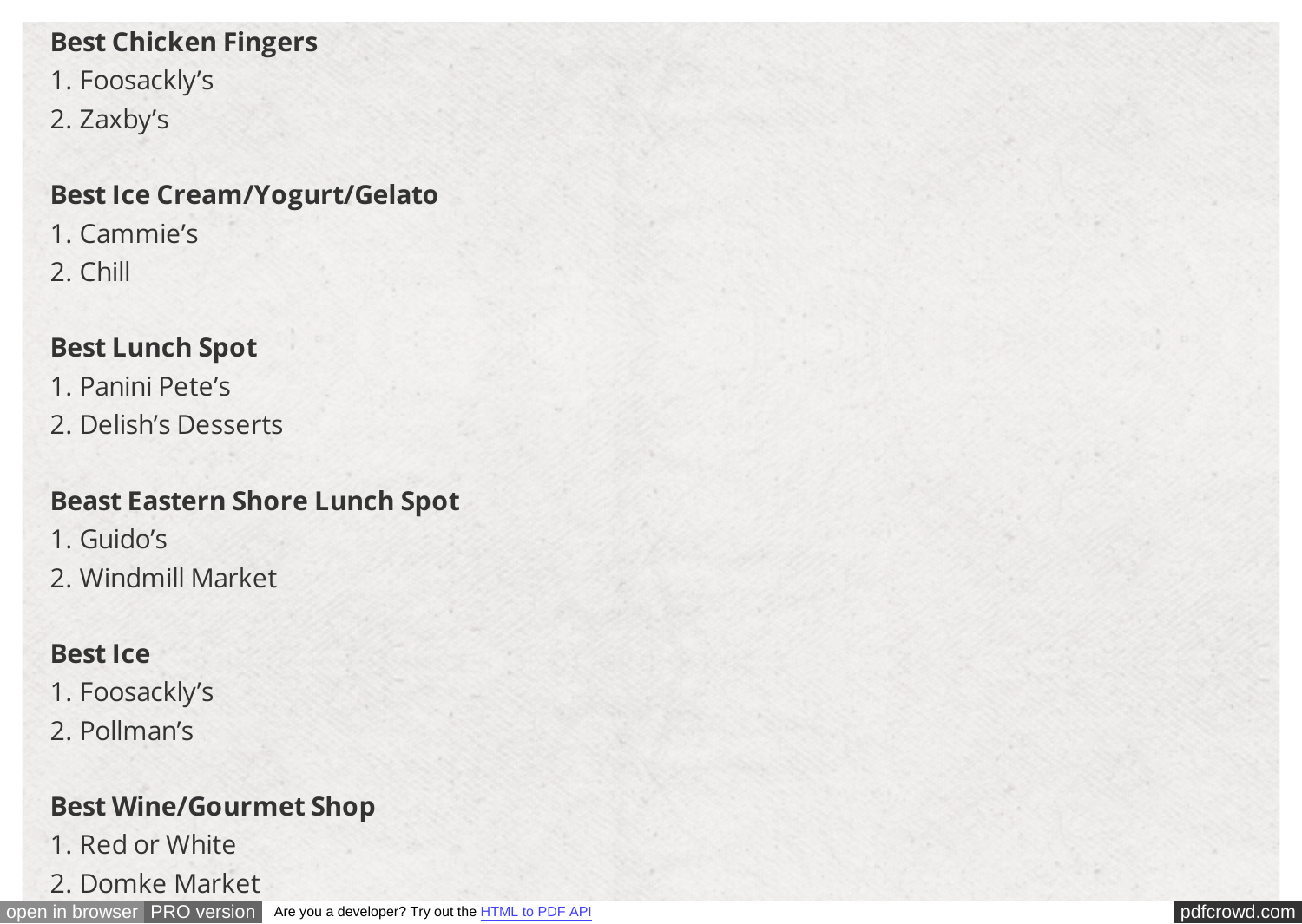**Best Chicken Fingers**

1. Foosackly's
2. Zaxby's

**Best Ice Cream/Yogurt/Gelato**

1. Cammie's
2. Chill

**Best Lunch Spot**

1. Panini Pete's
2. Delish's Desserts

**Beast Eastern Shore Lunch Spot**

1. Guido's
2. Windmill Market

**Best Ice**

1. Foosackly's
2. Pollman's

**Best Wine/Gourmet Shop**

1. Red or White
2. Domke Market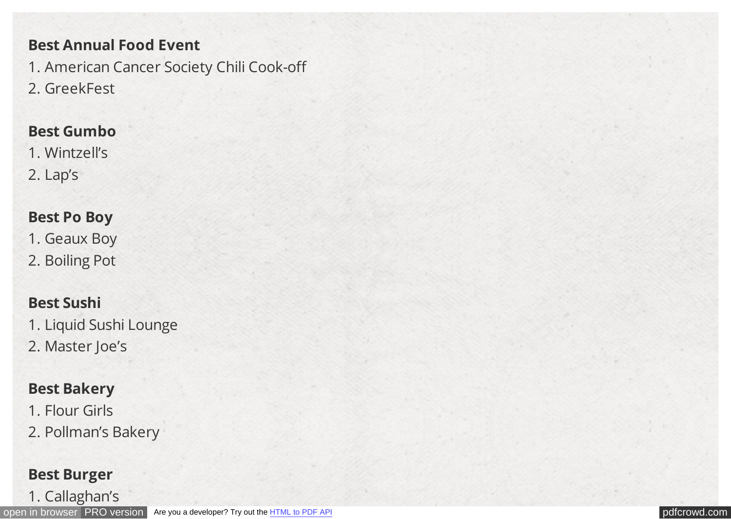**Best Annual Food Event**

1. American Cancer Society Chili Cook-off
2. GreekFest

**Best Gumbo**

1. Wintzell's
2. Lap's

**Best Po Boy**

1. Geaux Boy
2. Boiling Pot

**Best Sushi**

1. Liquid Sushi Lounge
2. Master Joe's

**Best Bakery**

1. Flour Girls
2. Pollman's Bakery

**Best Burger**

1. Callaghan's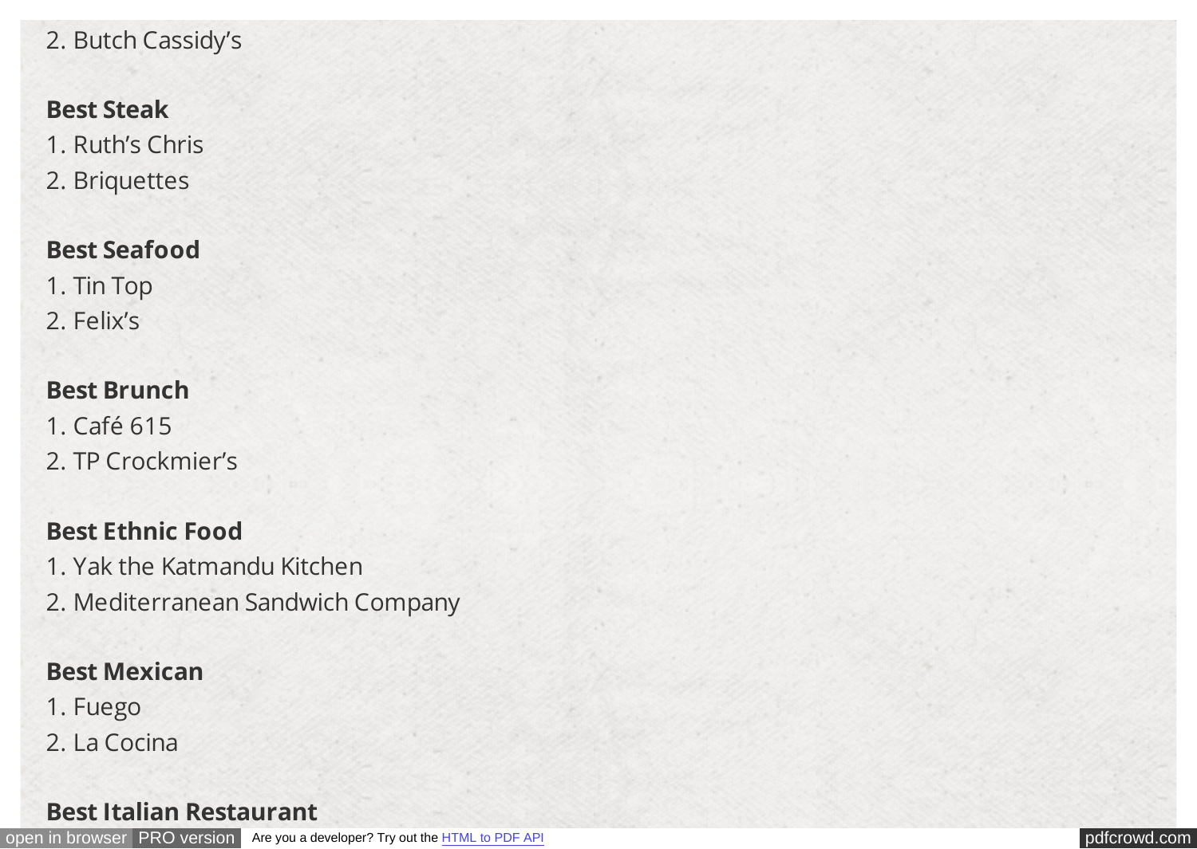2. Butch Cassidy's

**Best Steak**

1. Ruth's Chris
2. Briquettes

**Best Seafood**

1. Tin Top
2. Felix's

**Best Brunch**

1. Café 615
2. TP Crockmier's

**Best Ethnic Food**

1. Yak the Katmandu Kitchen
2. Mediterranean Sandwich Company

**Best Mexican**

1. Fuego
2. La Cocina

**Best Italian Restaurant**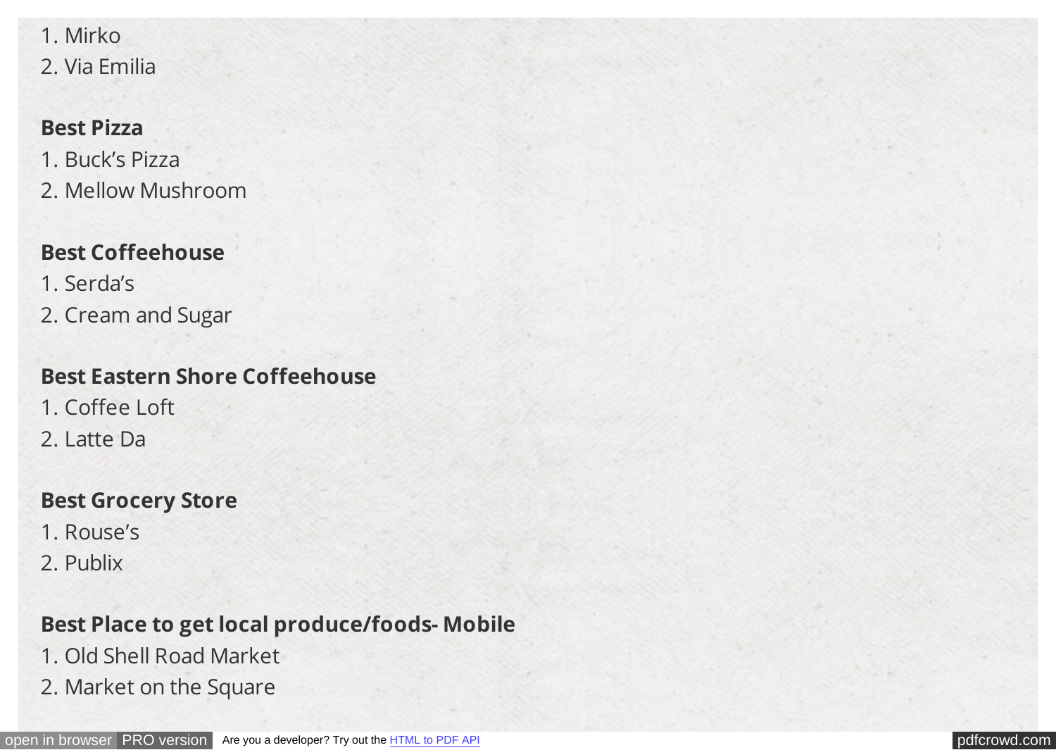1. Mirko
2. Via Emilia

**Best Pizza**

1. Buck's Pizza
2. Mellow Mushroom

**Best Coffeehouse**

1. Serda's
2. Cream and Sugar

**Best Eastern Shore Coffeehouse**

1. Coffee Loft
2. Latte Da

**Best Grocery Store**

1. Rouse's
2. Publix

**Best Place to get local produce/foods- Mobile**

1. Old Shell Road Market
2. Market on the Square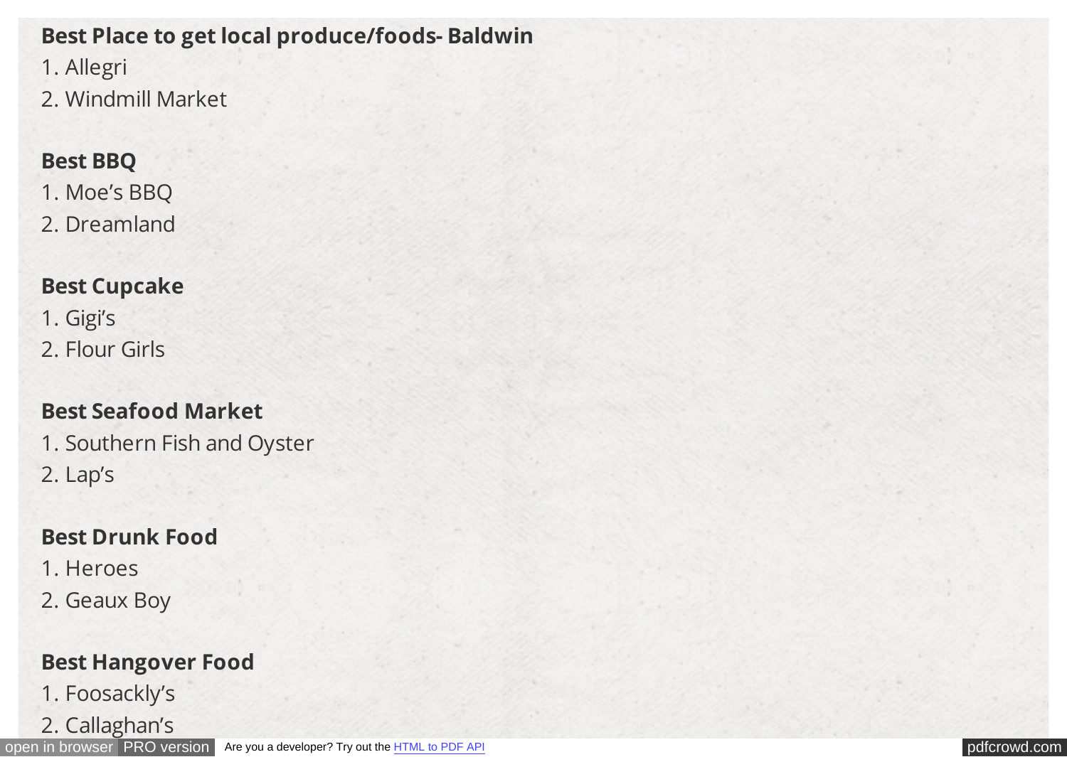**Best Place to get local produce/foods- Baldwin**

1. Allegri
2. Windmill Market

**Best BBQ**

1. Moe's BBQ
2. Dreamland

**Best Cupcake**

1. Gigi's
2. Flour Girls

**Best Seafood Market**

1. Southern Fish and Oyster
2. Lap's

**Best Drunk Food**

1. Heroes
2. Geaux Boy

**Best Hangover Food**

1. Foosackly's
2. Callaghan's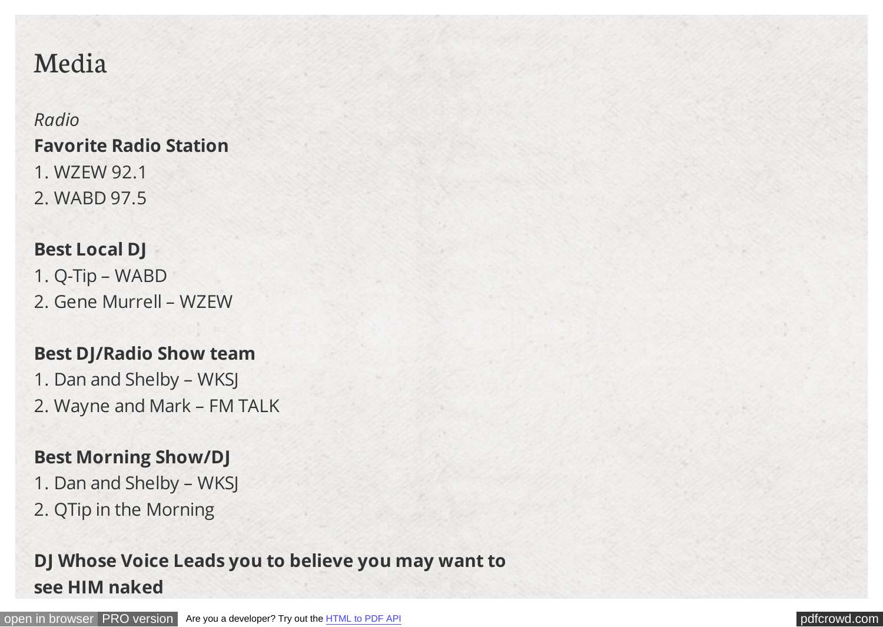# Media

*Radio*

**Favorite Radio Station**

1. WZEW 92.1
2. WABD 97.5

**Best Local DJ**

1. Q-Tip – WABD
2. Gene Murrell – WZEW

**Best DJ/Radio Show team**

1. Dan and Shelby – WKSJ
2. Wayne and Mark – FM TALK

**Best Morning Show/DJ**

1. Dan and Shelby – WKSJ
2. QTip in the Morning

**DJ Whose Voice Leads you to believe you may want to see HIM naked**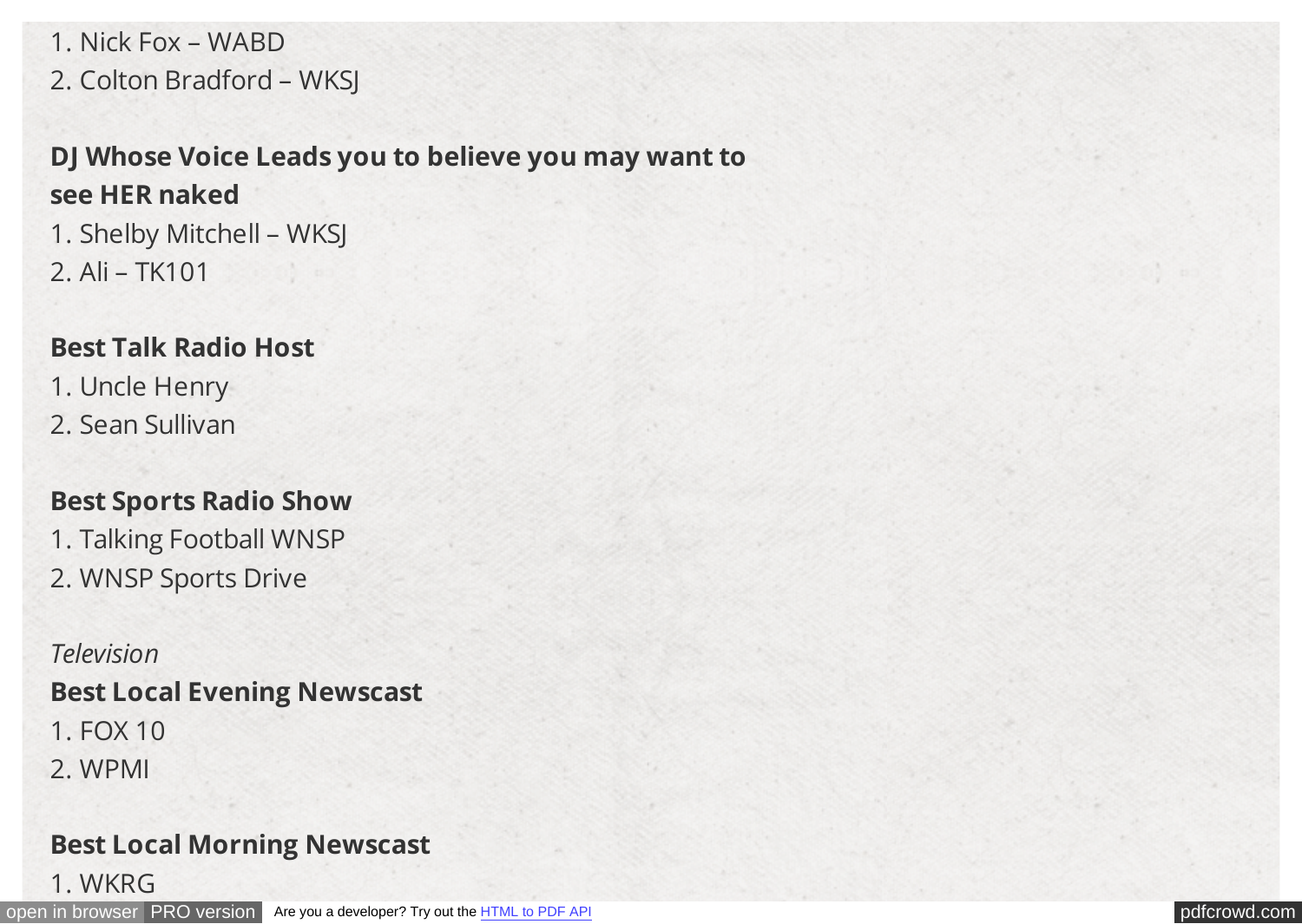1. Nick Fox – WABD
2. Colton Bradford – WKSJ

**DJ Whose Voice Leads you to believe you may want to see HER naked**

1. Shelby Mitchell – WKSJ
2. Ali – TK101

**Best Talk Radio Host**

1. Uncle Henry
2. Sean Sullivan

**Best Sports Radio Show**

1. Talking Football WNSP
2. WNSP Sports Drive

*Television*

**Best Local Evening Newscast**

1. FOX 10
2. WPMI

**Best Local Morning Newscast**

1. WKRG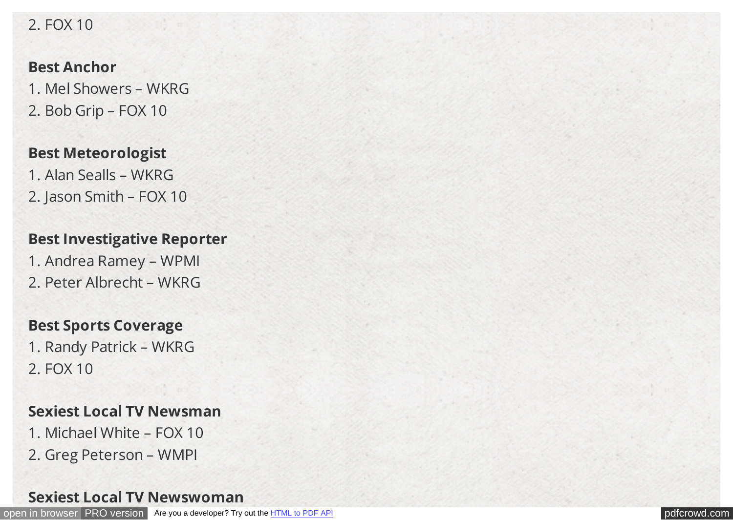2. FOX 10

**Best Anchor**

1. Mel Showers – WKRG
2. Bob Grip – FOX 10

**Best Meteorologist**

1. Alan Sealls – WKRG
2. Jason Smith – FOX 10

**Best Investigative Reporter**

1. Andrea Ramey – WPMI
2. Peter Albrecht – WKRG

**Best Sports Coverage**

1. Randy Patrick – WKRG
2. FOX 10

**Sexiest Local TV Newsman**

1. Michael White – FOX 10
2. Greg Peterson – WMPI

**Sexiest Local TV Newswoman**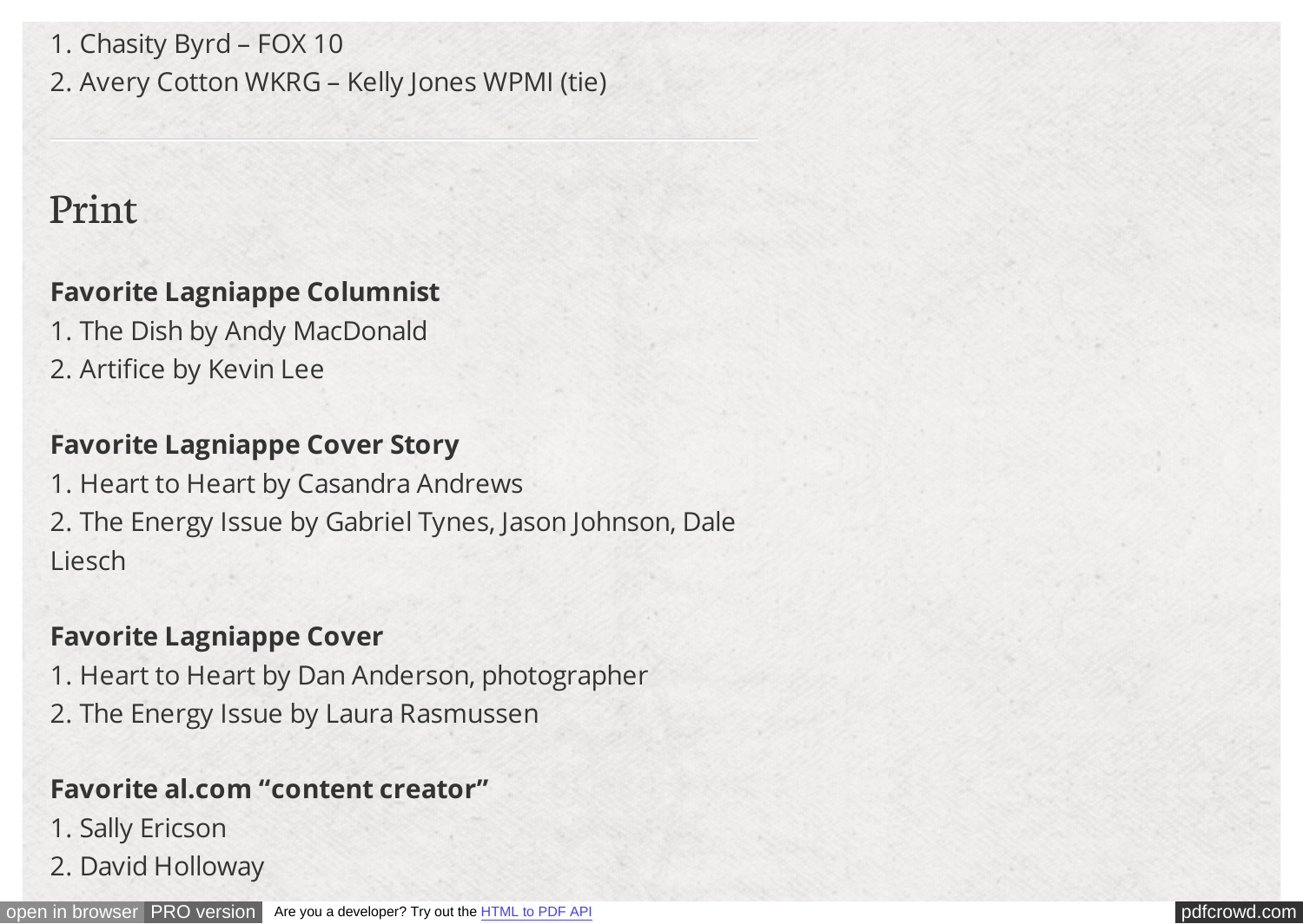1. Chasity Byrd – FOX 10
2. Avery Cotton WKRG – Kelly Jones WPMI (tie)

---

## Print

**Favorite Lagniappe Columnist**

1. The Dish by Andy MacDonald
2. Artifice by Kevin Lee

**Favorite Lagniappe Cover Story**

1. Heart to Heart by Casandra Andrews
2. The Energy Issue by Gabriel Tynes, Jason Johnson, Dale Liesch

**Favorite Lagniappe Cover**

1. Heart to Heart by Dan Anderson, photographer
2. The Energy Issue by Laura Rasmussen

**Favorite al.com "content creator"**

1. Sally Ericson
2. David Holloway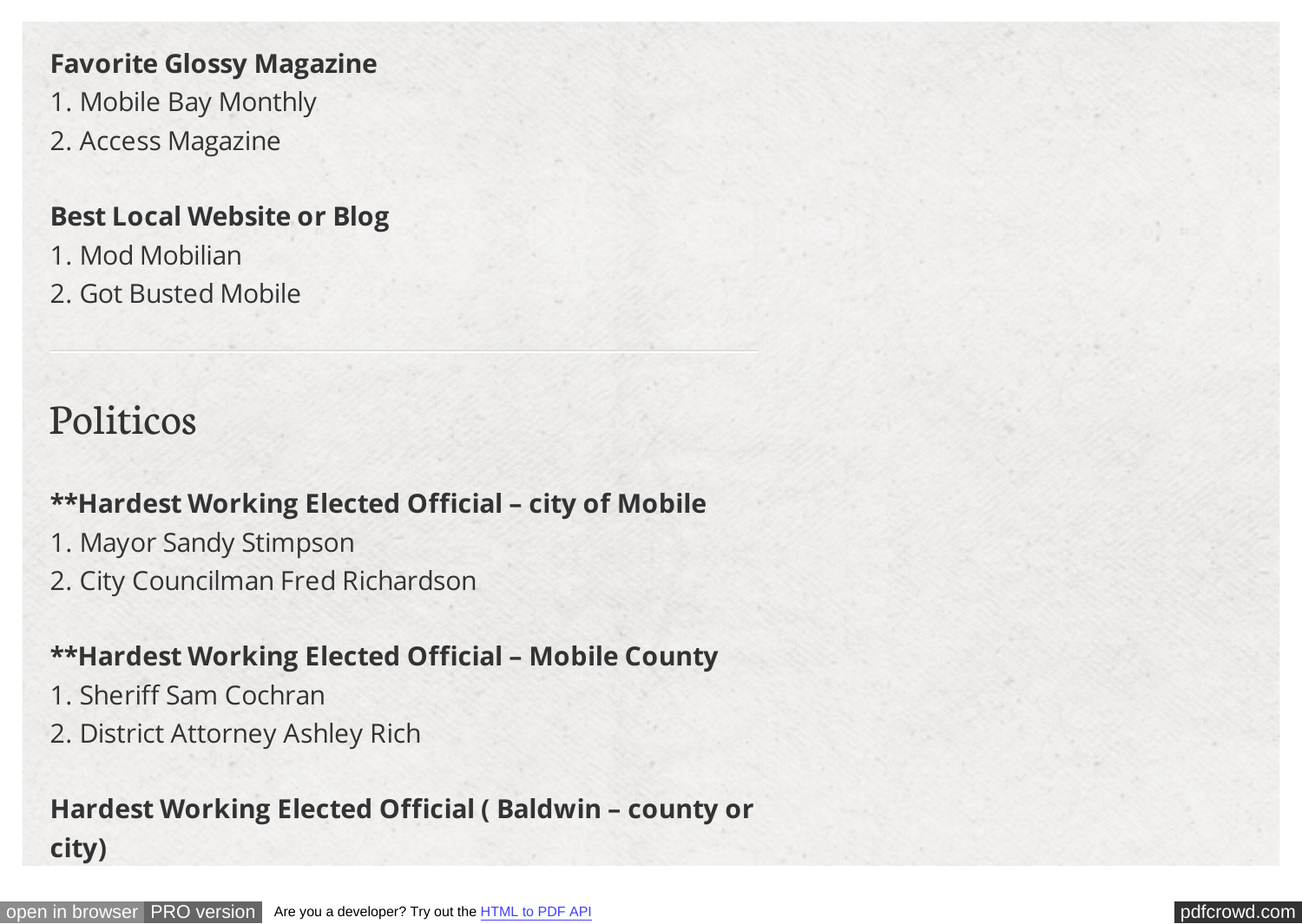**Favorite Glossy Magazine**
1. Mobile Bay Monthly
2. Access Magazine

**Best Local Website or Blog**
1. Mod Mobilian
2. Got Busted Mobile

---

# Politicos

****Hardest Working Elected Official – city of Mobile**
1. Mayor Sandy Stimpson
2. City Councilman Fred Richardson

****Hardest Working Elected Official – Mobile County**
1. Sheriff Sam Cochran
2. District Attorney Ashley Rich

**Hardest Working Elected Official ( Baldwin – county or city)**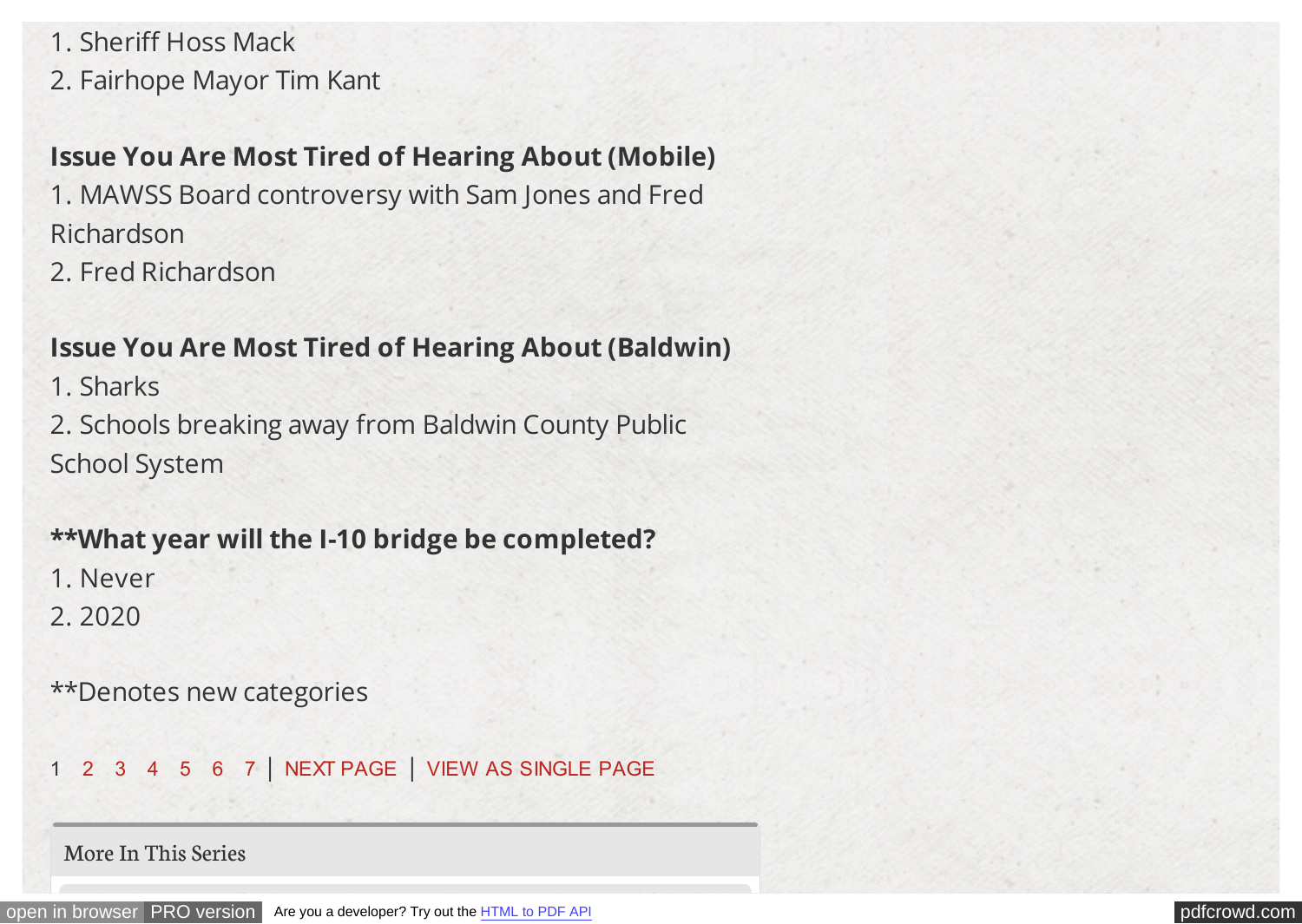1. Sheriff Hoss Mack
2. Fairhope Mayor Tim Kant

**Issue You Are Most Tired of Hearing About (Mobile)**

1. MAWSS Board controversy with Sam Jones and Fred Richardson
2. Fred Richardson

**Issue You Are Most Tired of Hearing About (Baldwin)**

1. Sharks
2. Schools breaking away from Baldwin County Public School System

****What year will the I-10 bridge be completed?**

1. Never
2. 2020

**Denotes new categories

1 2 3 4 5 6 7 | NEXT PAGE | VIEW AS SINGLE PAGE

More In This Series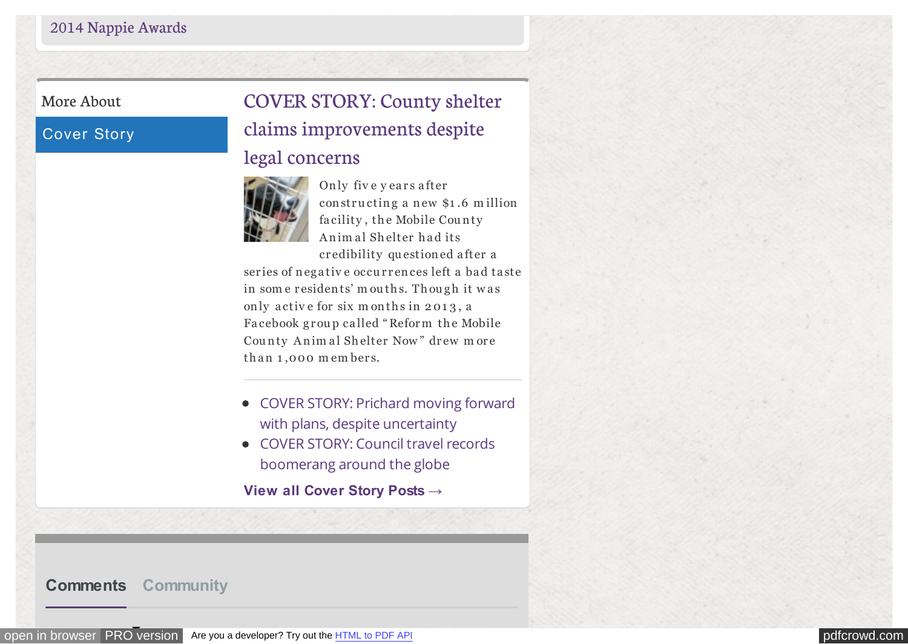2014 Nappie Awards

More About

Cover Story

## COVER STORY: County shelter claims improvements despite legal concerns

Only five years after constructing a new $1.6 million facility, the Mobile County Animal Shelter had its credibility questioned after a series of negative occurrences left a bad taste in some residents' mouths. Though it was only active for six months in 2013, a Facebook group called "Reform the Mobile County Animal Shelter Now" drew more than 1,000 members.

---

- COVER STORY: Prichard moving forward with plans, despite uncertainty
- COVER STORY: Council travel records boomerang around the globe

**View all Cover Story Posts →**

**Comments** Community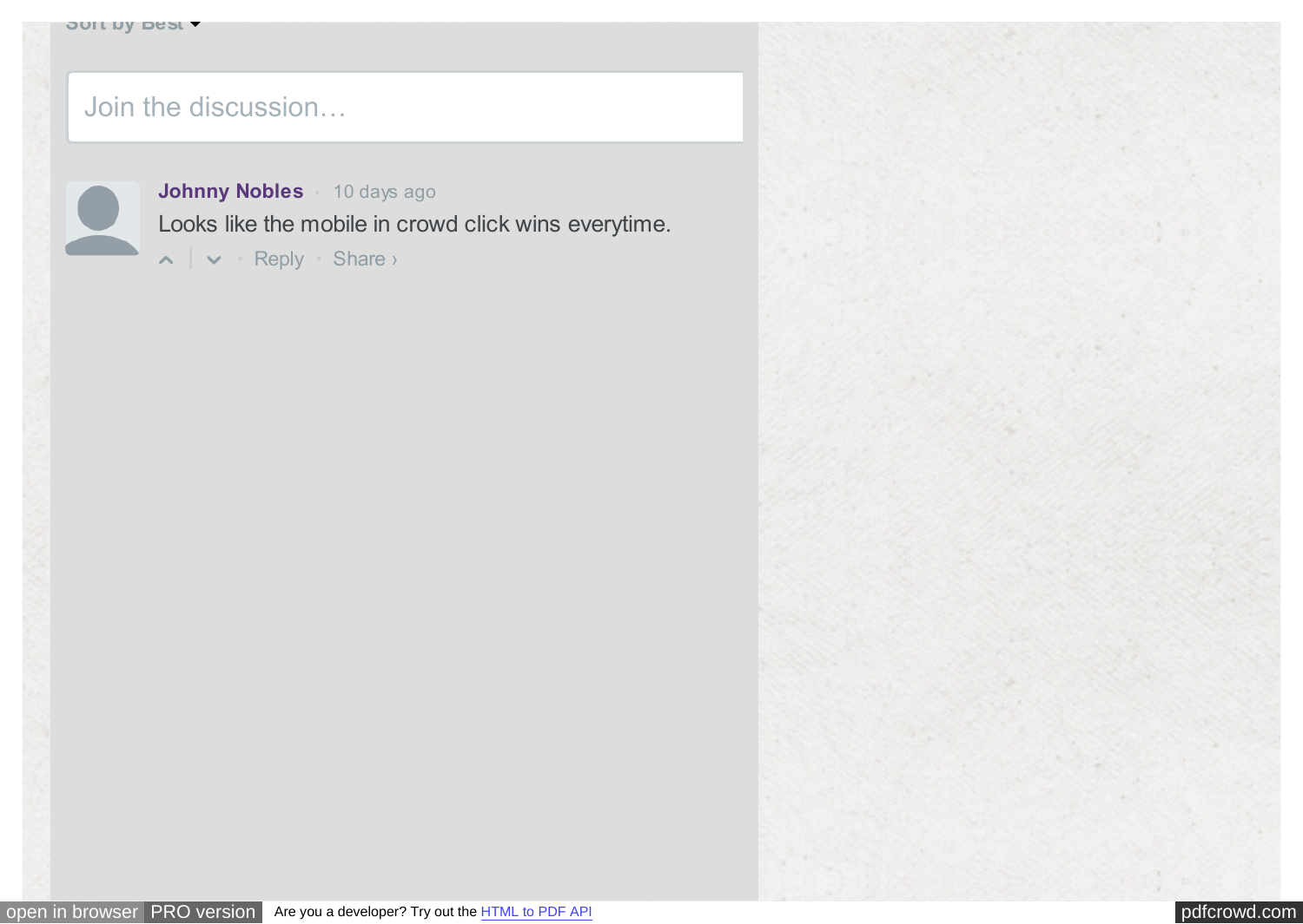Sort by Best

Join the discussion…

**Johnny Nobles** · 10 days ago

Looks like the mobile in crowd click wins everytime.

Reply · Share ›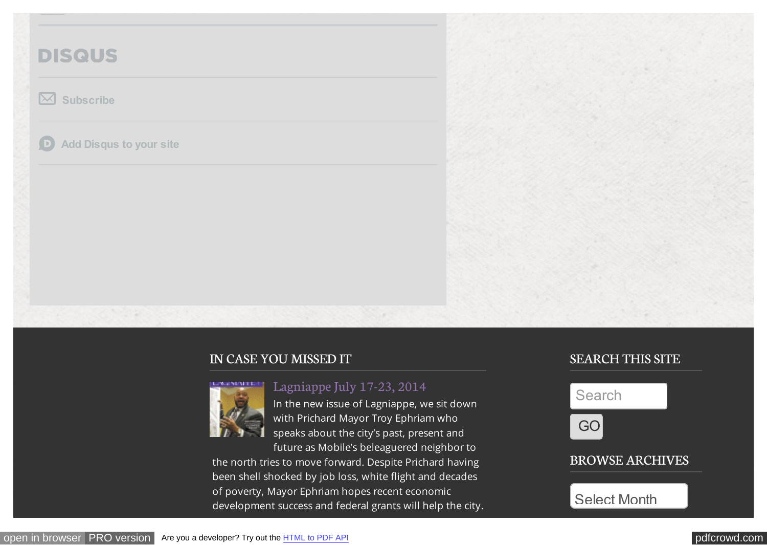DISQUS

Subscribe

Add Disqus to your site

## IN CASE YOU MISSED IT

### Lagniappe July 17-23, 2014

In the new issue of Lagniappe, we sit down with Prichard Mayor Troy Ephriam who speaks about the city's past, present and future as Mobile's beleaguered neighbor to the north tries to move forward. Despite Prichard having been shell shocked by job loss, white flight and decades of poverty, Mayor Ephriam hopes recent economic development success and federal grants will help the city.

## SEARCH THIS SITE

Search

GO

## BROWSE ARCHIVES

Select Month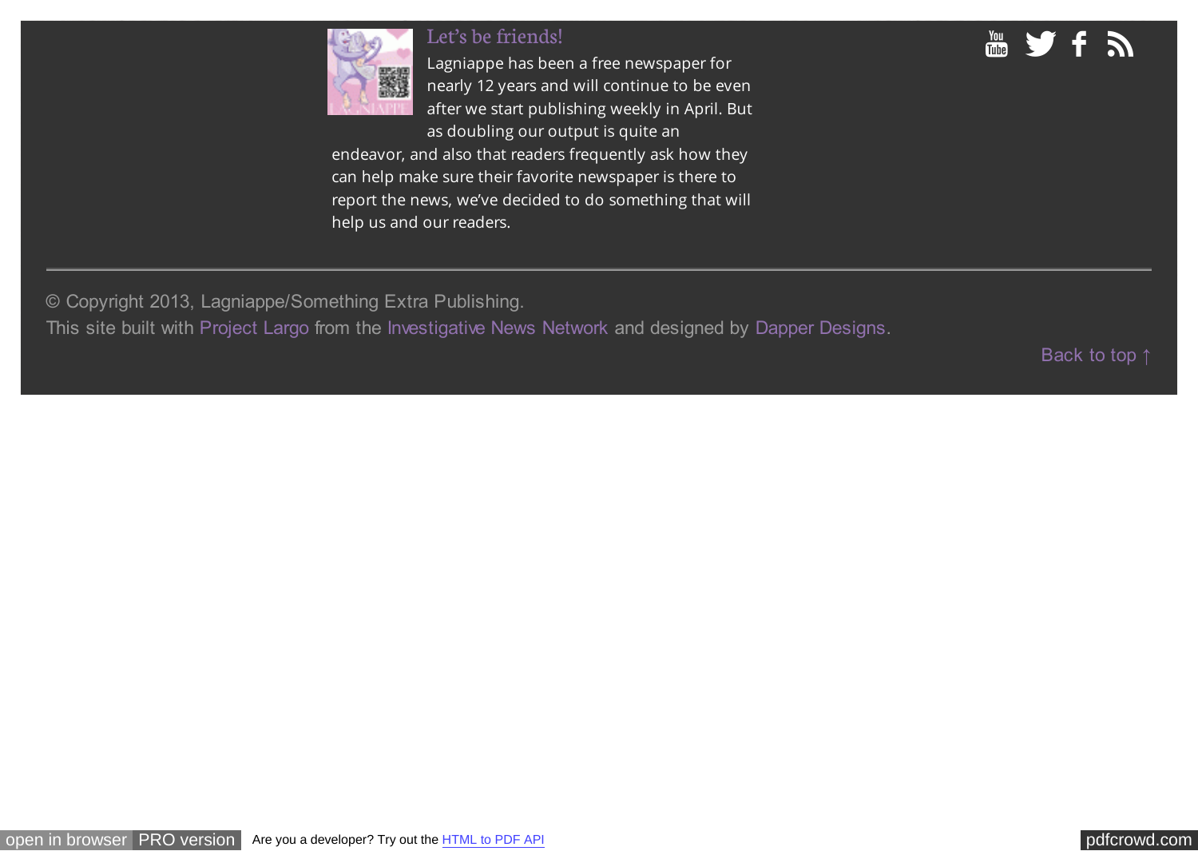### Let's be friends!

Lagniappe has been a free newspaper for nearly 12 years and will continue to be even after we start publishing weekly in April. But as doubling our output is quite an endeavor, and also that readers frequently ask how they can help make sure their favorite newspaper is there to report the news, we've decided to do something that will help us and our readers.

---

© Copyright 2013, Lagniappe/Something Extra Publishing.

This site built with Project Largo from the Investigative News Network and designed by Dapper Designs.

Back to top ↑